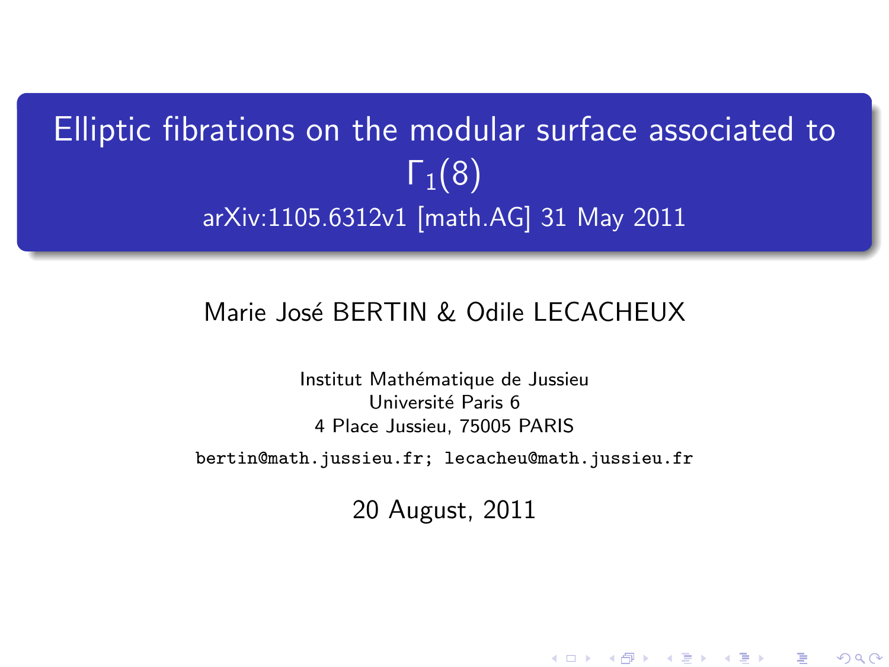# Elliptic fibrations on the modular surface associated to $\Gamma_1(8)$

arXiv:1105.6312v1 [math.AG] 31 May 2011

Marie José BERTIN & Odile LECACHEUX

Institut Mathématique de Jussieu
Université Paris 6
4 Place Jussieu, 75005 PARIS

bertin@math.jussieu.fr; lecacheu@math.jussieu.fr

20 August, 2011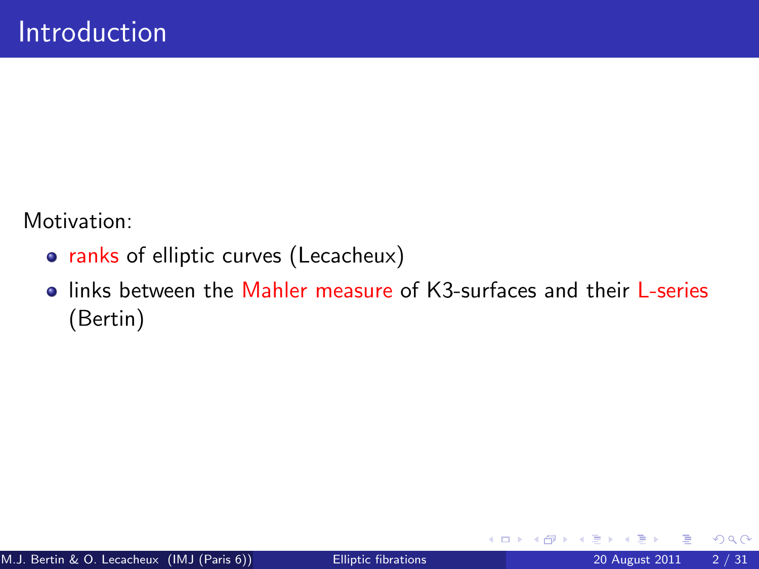# Introduction

Motivation:

- ranks of elliptic curves (Lecacheux)
- links between the Mahler measure of K3-surfaces and their L-series (Bertin)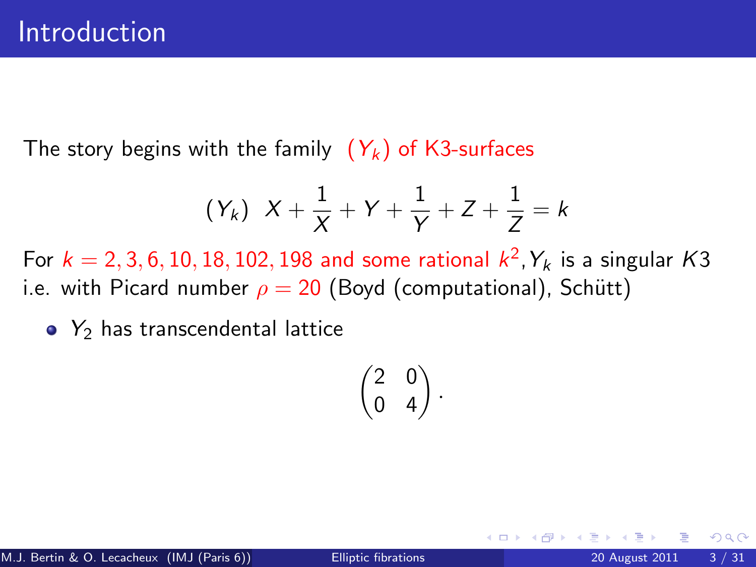# Introduction

The story begins with the family $(Y_k)$ of K3-surfaces

$$(Y_k) \quad X + \frac{1}{X} + Y + \frac{1}{Y} + Z + \frac{1}{Z} = k$$

For $k = 2, 3, 6, 10, 18, 102, 198$ and some rational $k^2$, $Y_k$ is a singular $K3$ i.e. with Picard number $\rho = 20$ (Boyd (computational), Schütt)

- $Y_2$ has transcendental lattice

$$\begin{pmatrix} 2 & 0 \\ 0 & 4 \end{pmatrix}.$$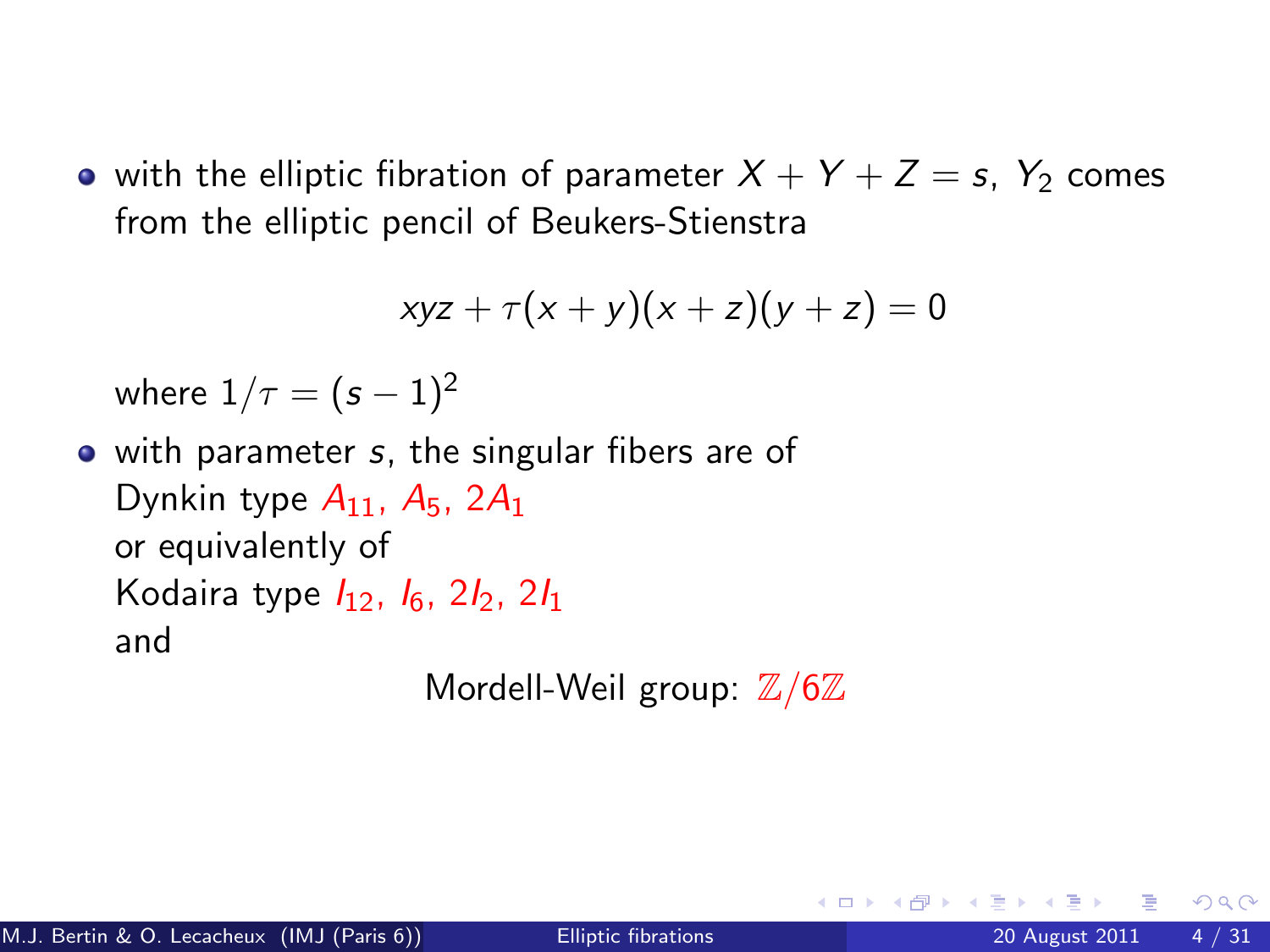- with the elliptic fibration of parameter $X + Y + Z = s$, $Y_2$ comes from the elliptic pencil of Beukers-Stienstra

$$xyz + \tau(x+y)(x+z)(y+z) = 0$$

  where $1/\tau = (s-1)^2$

- with parameter $s$, the singular fibers are of
  Dynkin type $A_{11}$, $A_5$, $2A_1$
  or equivalently of
  Kodaira type $I_{12}$, $I_6$, $2I_2$, $2I_1$
  and

  Mordell-Weil group: $\mathbb{Z}/6\mathbb{Z}$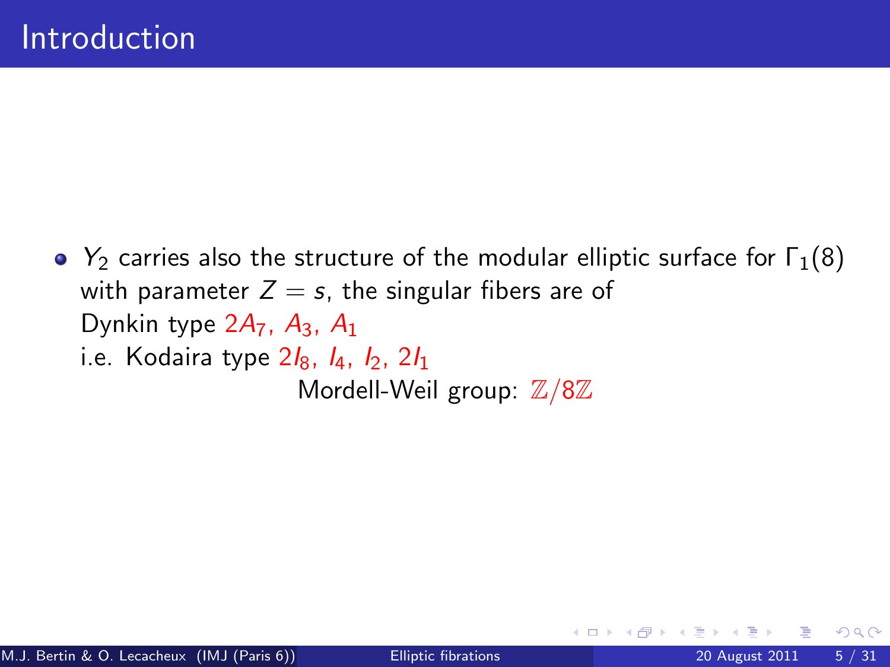# Introduction

- $Y_2$ carries also the structure of the modular elliptic surface for $\Gamma_1(8)$ with parameter $Z = s$, the singular fibers are of
  Dynkin type $2A_7$, $A_3$, $A_1$
  i.e. Kodaira type $2I_8$, $I_4$, $I_2$, $2I_1$
  Mordell-Weil group: $\mathbb{Z}/8\mathbb{Z}$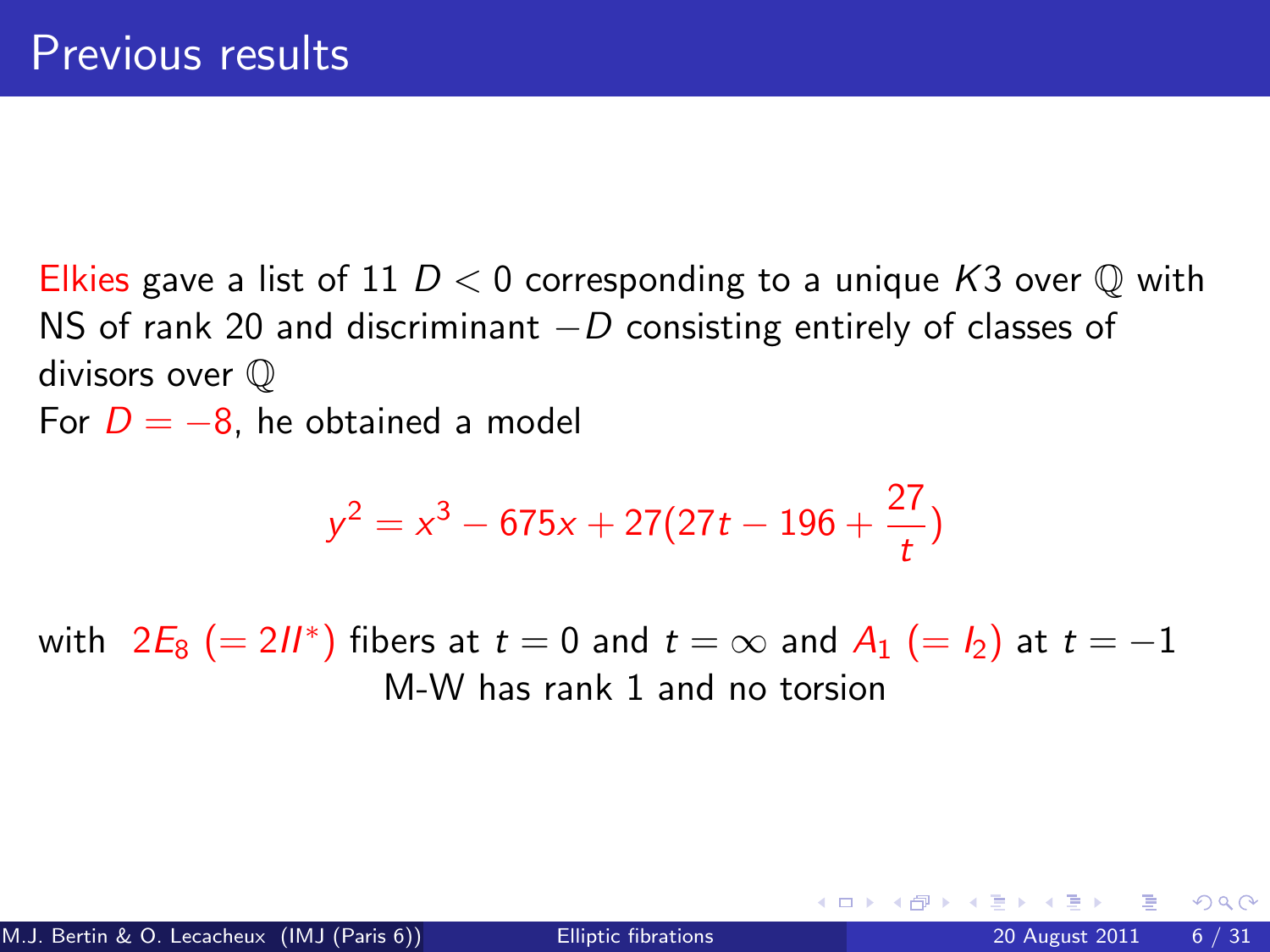# Previous results

Elkies gave a list of 11 $D < 0$ corresponding to a unique $K3$ over $\mathbb{Q}$ with NS of rank 20 and discriminant $-D$ consisting entirely of classes of divisors over $\mathbb{Q}$

For $D = -8$, he obtained a model

$$y^2 = x^3 - 675x + 27(27t - 196 + \frac{27}{t})$$

with $2E_8$ $(= 2II^*)$ fibers at $t = 0$ and $t = \infty$ and $A_1$ $(= I_2)$ at $t = -1$

M-W has rank 1 and no torsion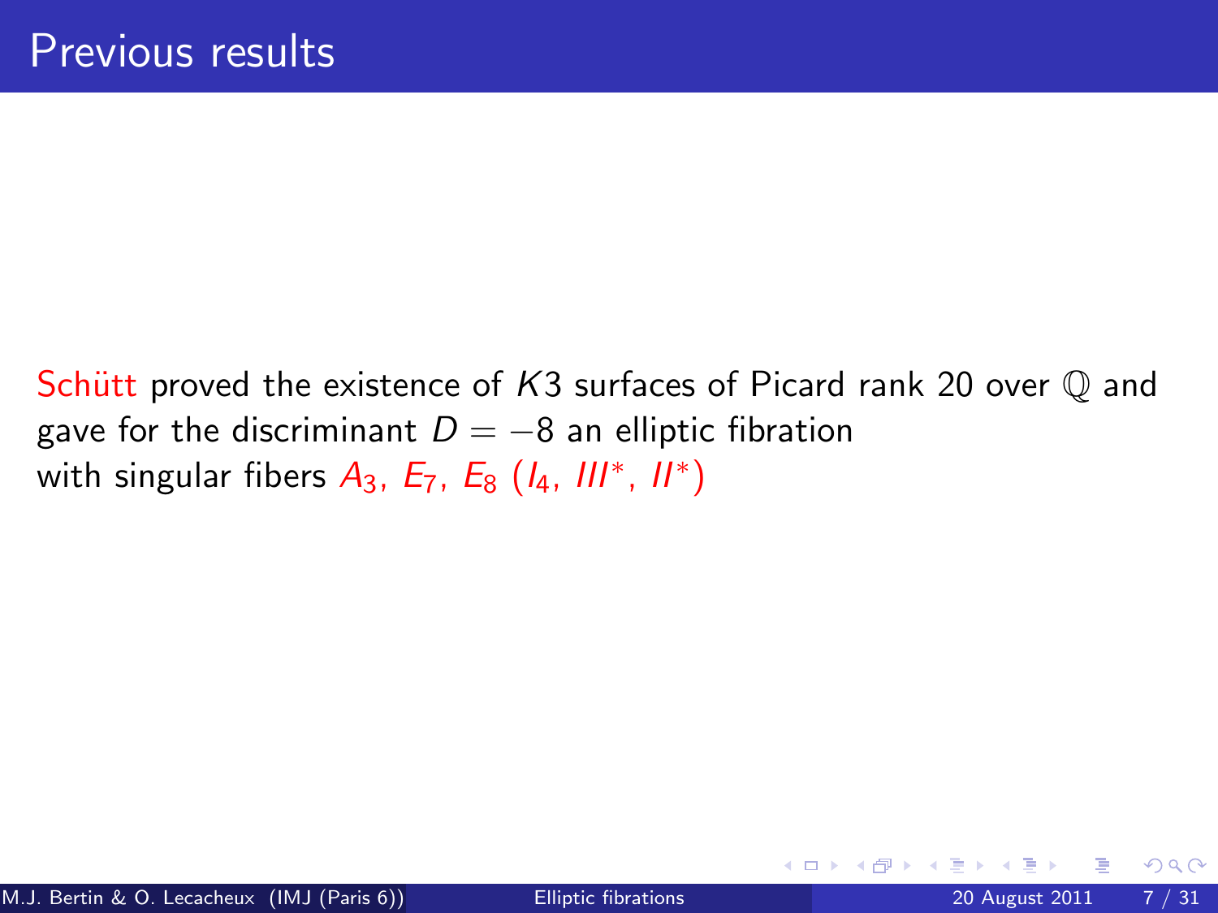# Previous results

Schütt proved the existence of $K3$ surfaces of Picard rank 20 over $\mathbb{Q}$ and gave for the discriminant $D = -8$ an elliptic fibration with singular fibers $A_3$, $E_7$, $E_8$ ($I_4$, $III^*$, $II^*$)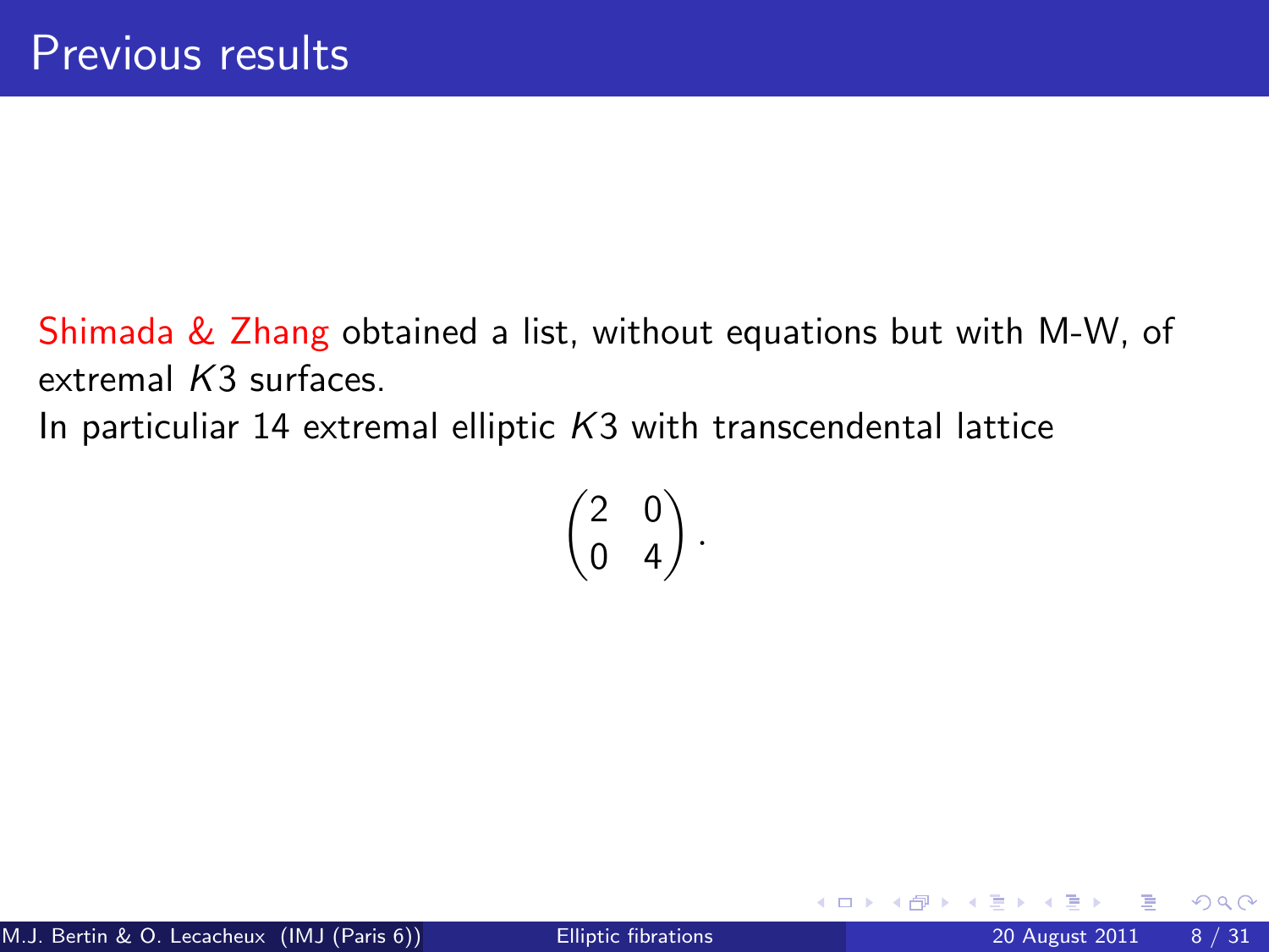# Previous results

Shimada & Zhang obtained a list, without equations but with M-W, of extremal $K3$ surfaces.
In particuliar 14 extremal elliptic $K3$ with transcendental lattice

$$\begin{pmatrix} 2 & 0 \\ 0 & 4 \end{pmatrix}.$$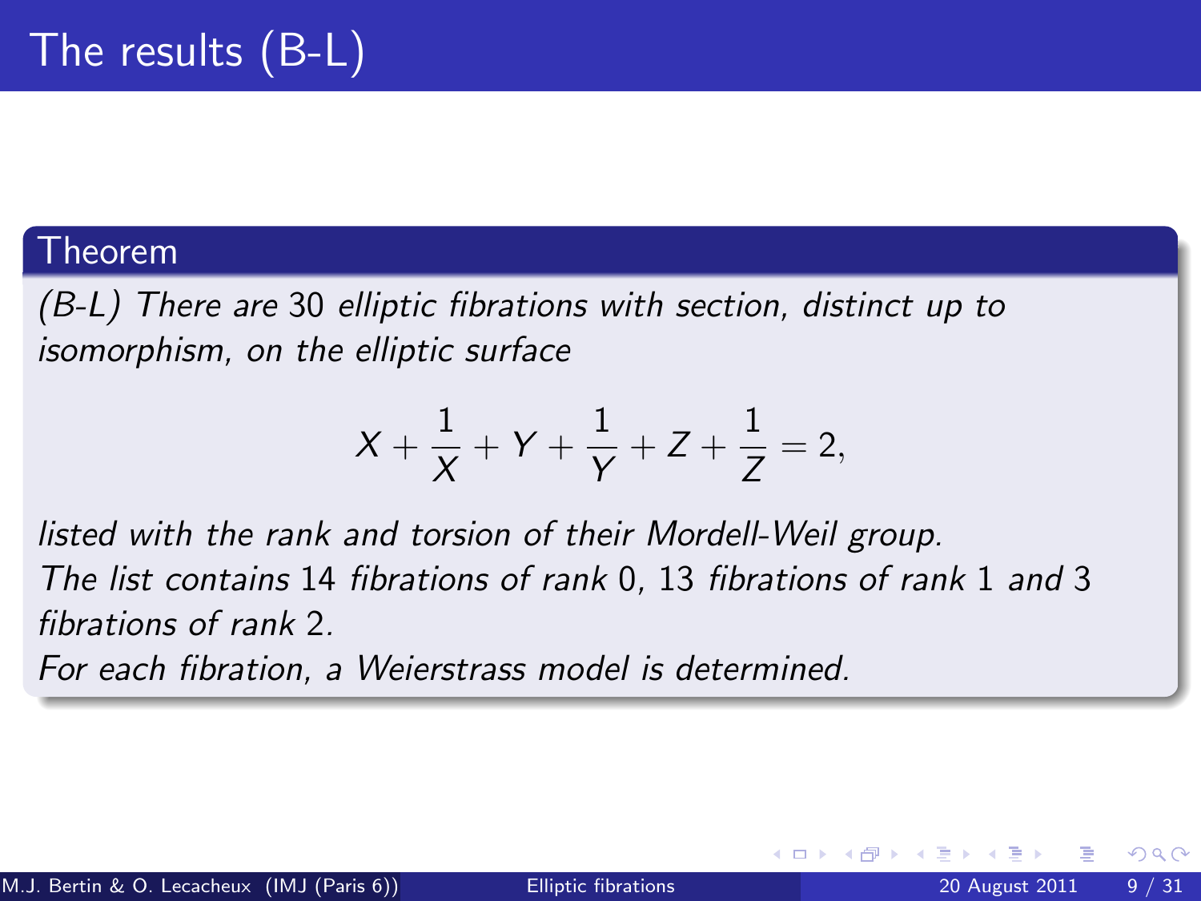# The results (B-L)

**Theorem**

*(B-L) There are* 30 *elliptic fibrations with section, distinct up to isomorphism, on the elliptic surface*

$$X + \frac{1}{X} + Y + \frac{1}{Y} + Z + \frac{1}{Z} = 2,$$

*listed with the rank and torsion of their Mordell-Weil group.*
*The list contains* 14 *fibrations of rank* 0*,* 13 *fibrations of rank* 1 *and* 3 *fibrations of rank* 2*.*
*For each fibration, a Weierstrass model is determined.*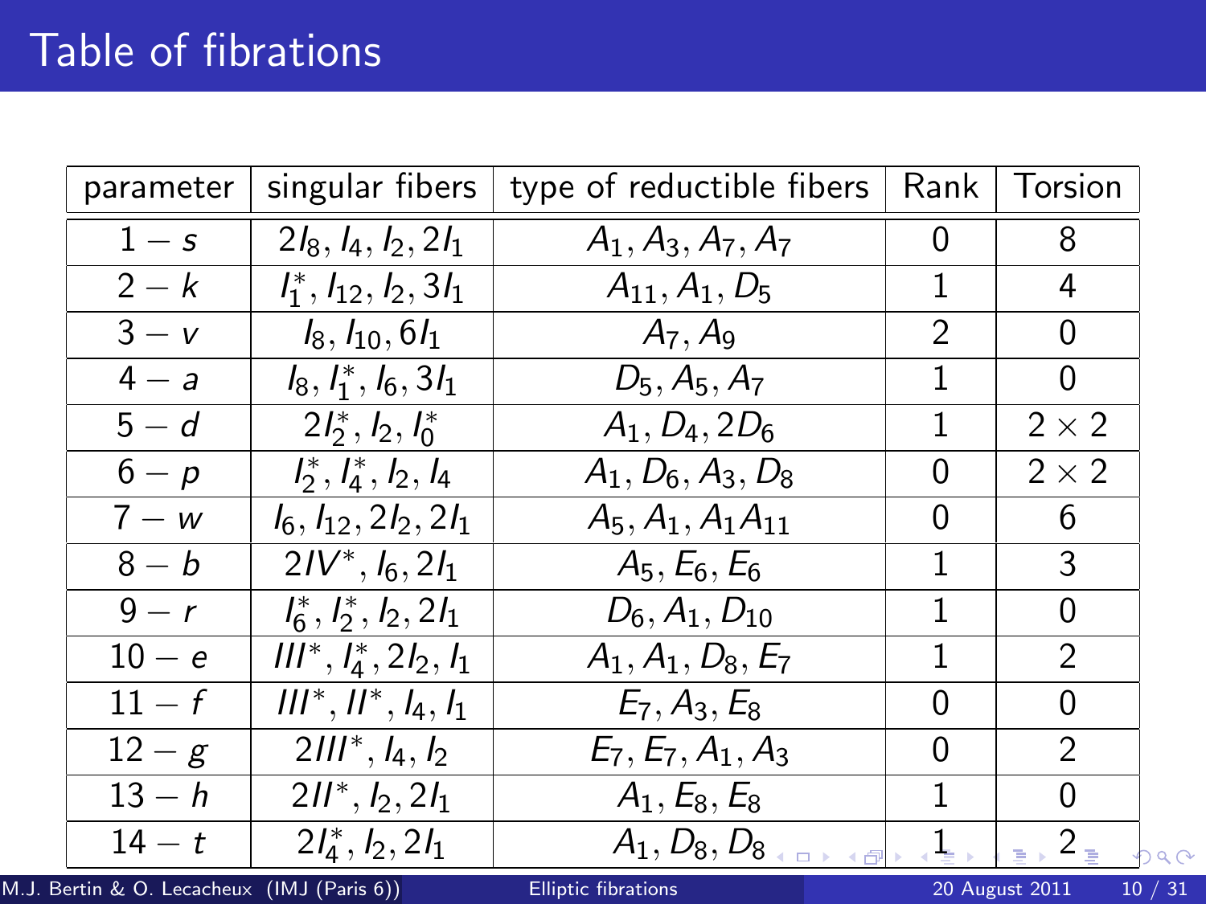# Table of fibrations

| parameter | singular fibers | type of reductible fibers | Rank | Torsion |
|---|---|---|---|---|
| $1-s$ | $2I_8, I_4, I_2, 2I_1$ | $A_1, A_3, A_7, A_7$ | 0 | 8 |
| $2-k$ | $I_1^*, I_{12}, I_2, 3I_1$ | $A_{11}, A_1, D_5$ | 1 | 4 |
| $3-v$ | $I_8, I_{10}, 6I_1$ | $A_7, A_9$ | 2 | 0 |
| $4-a$ | $I_8, I_1^*, I_6, 3I_1$ | $D_5, A_5, A_7$ | 1 | 0 |
| $5-d$ | $2I_2^*, I_2, I_0^*$ | $A_1, D_4, 2D_6$ | 1 | $2\times 2$ |
| $6-p$ | $I_2^*, I_4^*, I_2, I_4$ | $A_1, D_6, A_3, D_8$ | 0 | $2\times 2$ |
| $7-w$ | $I_6, I_{12}, 2I_2, 2I_1$ | $A_5, A_1, A_1 A_{11}$ | 0 | 6 |
| $8-b$ | $2IV^*, I_6, 2I_1$ | $A_5, E_6, E_6$ | 1 | 3 |
| $9-r$ | $I_6^*, I_2^*, I_2, 2I_1$ | $D_6, A_1, D_{10}$ | 1 | 0 |
| $10-e$ | $III^*, I_4^*, 2I_2, I_1$ | $A_1, A_1, D_8, E_7$ | 1 | 2 |
| $11-f$ | $III^*, II^*, I_4, I_1$ | $E_7, A_3, E_8$ | 0 | 0 |
| $12-g$ | $2III^*, I_4, I_2$ | $E_7, E_7, A_1, A_3$ | 0 | 2 |
| $13-h$ | $2II^*, I_2, 2I_1$ | $A_1, E_8, E_8$ | 1 | 0 |
| $14-t$ | $2I_4^*, I_2, 2I_1$ | $A_1, D_8, D_8$ | 1 | 2 |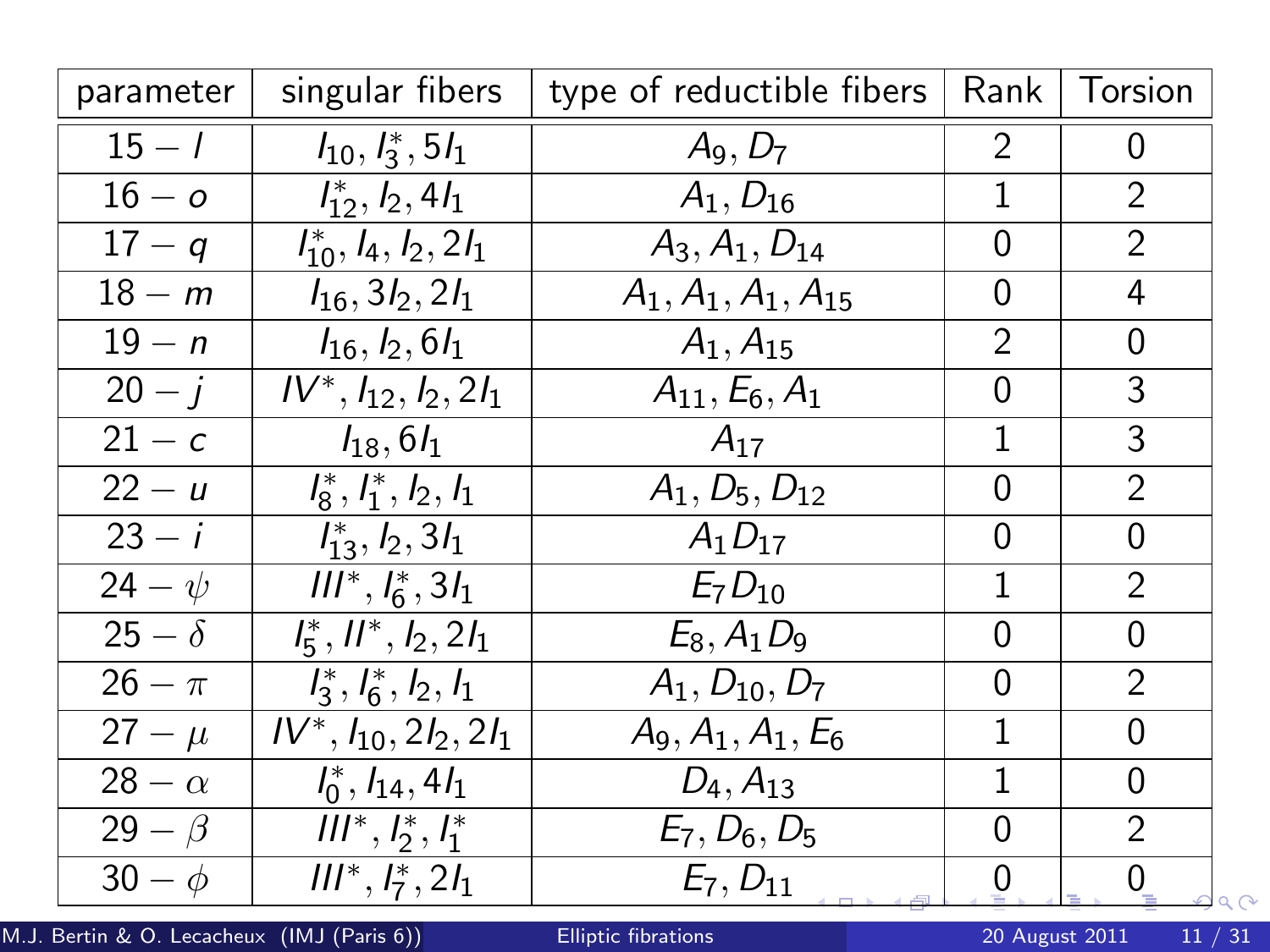| parameter | singular fibers | type of reductible fibers | Rank | Torsion |
|---|---|---|---|---|
| $15 - l$ | $I_{10}, I_3^*, 5I_1$ | $A_9, D_7$ | 2 | 0 |
| $16 - o$ | $I_{12}^*, I_2, 4I_1$ | $A_1, D_{16}$ | 1 | 2 |
| $17 - q$ | $I_{10}^*, I_4, I_2, 2I_1$ | $A_3, A_1, D_{14}$ | 0 | 2 |
| $18 - m$ | $I_{16}, 3I_2, 2I_1$ | $A_1, A_1, A_1, A_{15}$ | 0 | 4 |
| $19 - n$ | $I_{16}, I_2, 6I_1$ | $A_1, A_{15}$ | 2 | 0 |
| $20 - j$ | $IV^*, I_{12}, I_2, 2I_1$ | $A_{11}, E_6, A_1$ | 0 | 3 |
| $21 - c$ | $I_{18}, 6I_1$ | $A_{17}$ | 1 | 3 |
| $22 - u$ | $I_8^*, I_1^*, I_2, I_1$ | $A_1, D_5, D_{12}$ | 0 | 2 |
| $23 - i$ | $I_{13}^*, I_2, 3I_1$ | $A_1 D_{17}$ | 0 | 0 |
| $24 - \psi$ | $III^*, I_6^*, 3I_1$ | $E_7 D_{10}$ | 1 | 2 |
| $25 - \delta$ | $I_5^*, II^*, I_2, 2I_1$ | $E_8, A_1 D_9$ | 0 | 0 |
| $26 - \pi$ | $I_3^*, I_6^*, I_2, I_1$ | $A_1, D_{10}, D_7$ | 0 | 2 |
| $27 - \mu$ | $IV^*, I_{10}, 2I_2, 2I_1$ | $A_9, A_1, A_1, E_6$ | 1 | 0 |
| $28 - \alpha$ | $I_0^*, I_{14}, 4I_1$ | $D_4, A_{13}$ | 1 | 0 |
| $29 - \beta$ | $III^*, I_2^*, I_1^*$ | $E_7, D_6, D_5$ | 0 | 2 |
| $30 - \phi$ | $III^*, I_7^*, 2I_1$ | $E_7, D_{11}$ | 0 | 0 |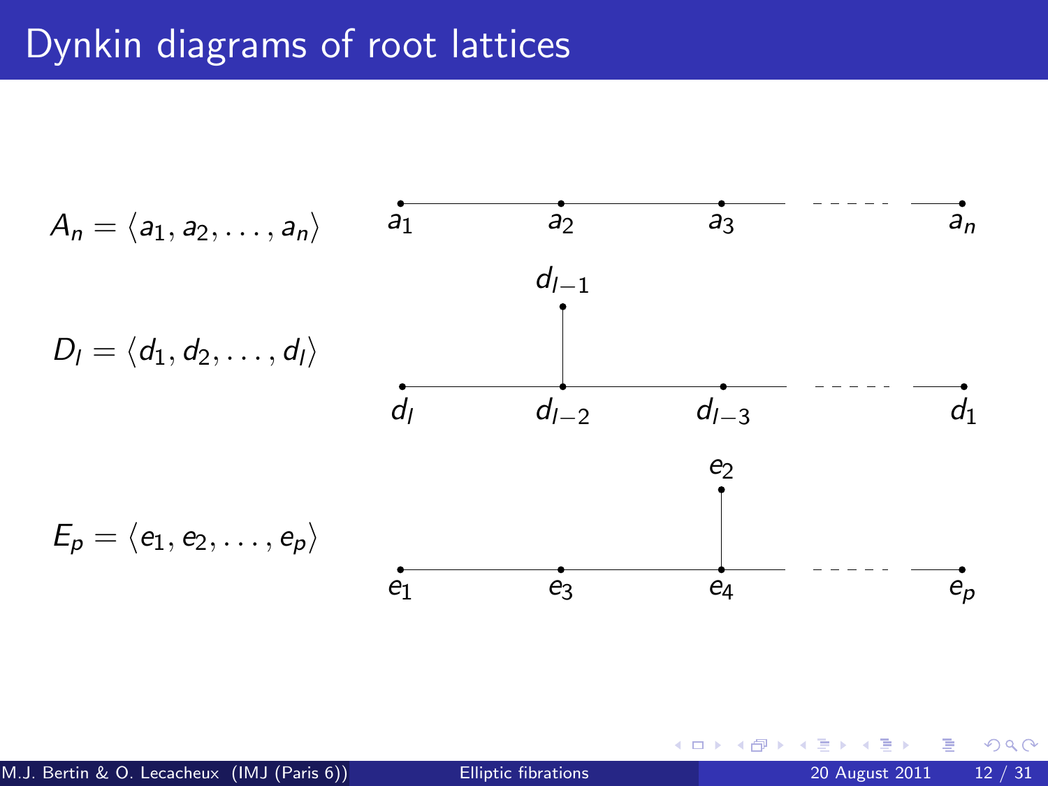# Dynkin diagrams of root lattices

$A_n = \langle a_1, a_2, \ldots, a_n \rangle$

$a_1$ — $a_2$ — $a_3$ — - - - - - — $a_n$

$D_l = \langle d_1, d_2, \ldots, d_l \rangle$

$d_{l-1}$ (attached to $d_{l-2}$)

$d_l$ — $d_{l-2}$ — $d_{l-3}$ — - - - - - — $d_1$

$E_p = \langle e_1, e_2, \ldots, e_p \rangle$

$e_2$ (attached to $e_4$)

$e_1$ — $e_3$ — $e_4$ — - - - - - — $e_p$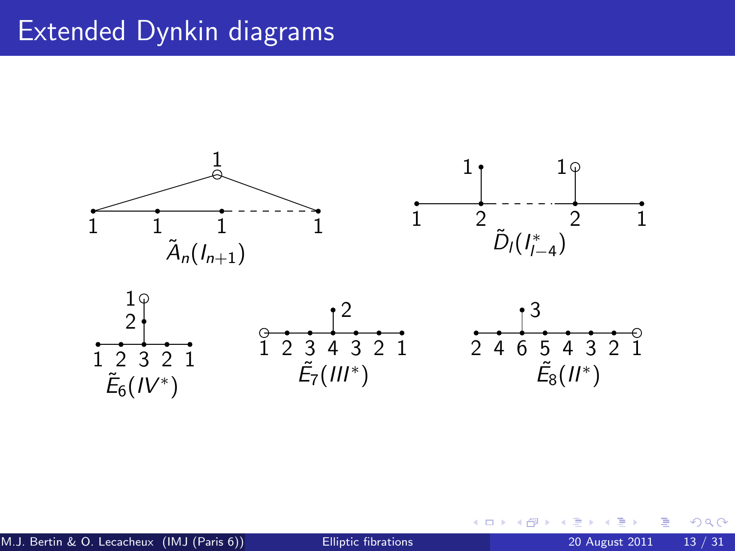# Extended Dynkin diagrams

$\tilde{A}_n(I_{n+1})$

$\tilde{D}_l(I^*_{l-4})$

$\tilde{E}_6(IV^*)$

$\tilde{E}_7(III^*)$

$\tilde{E}_8(II^*)$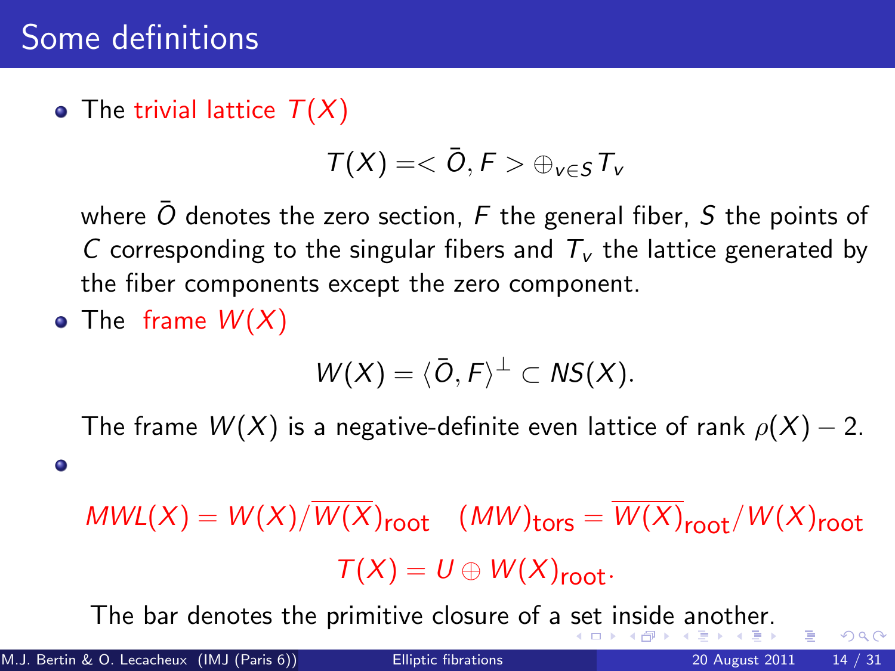# Some definitions

- The trivial lattice $T(X)$

$$T(X) = < \bar{O}, F > \oplus_{v \in S} T_v$$

where $\bar{O}$ denotes the zero section, $F$ the general fiber, $S$ the points of $C$ corresponding to the singular fibers and $T_v$ the lattice generated by the fiber components except the zero component.

- The frame $W(X)$

$$W(X) = \langle \bar{O}, F \rangle^{\perp} \subset NS(X).$$

The frame $W(X)$ is a negative-definite even lattice of rank $\rho(X) - 2$.

- 

$$MWL(X) = W(X)/\overline{W(X)}_{\text{root}} \quad (MW)_{\text{tors}} = \overline{W(X)}_{\text{root}}/W(X)_{\text{root}}$$

$$T(X) = U \oplus W(X)_{\text{root}}.$$

The bar denotes the primitive closure of a set inside another.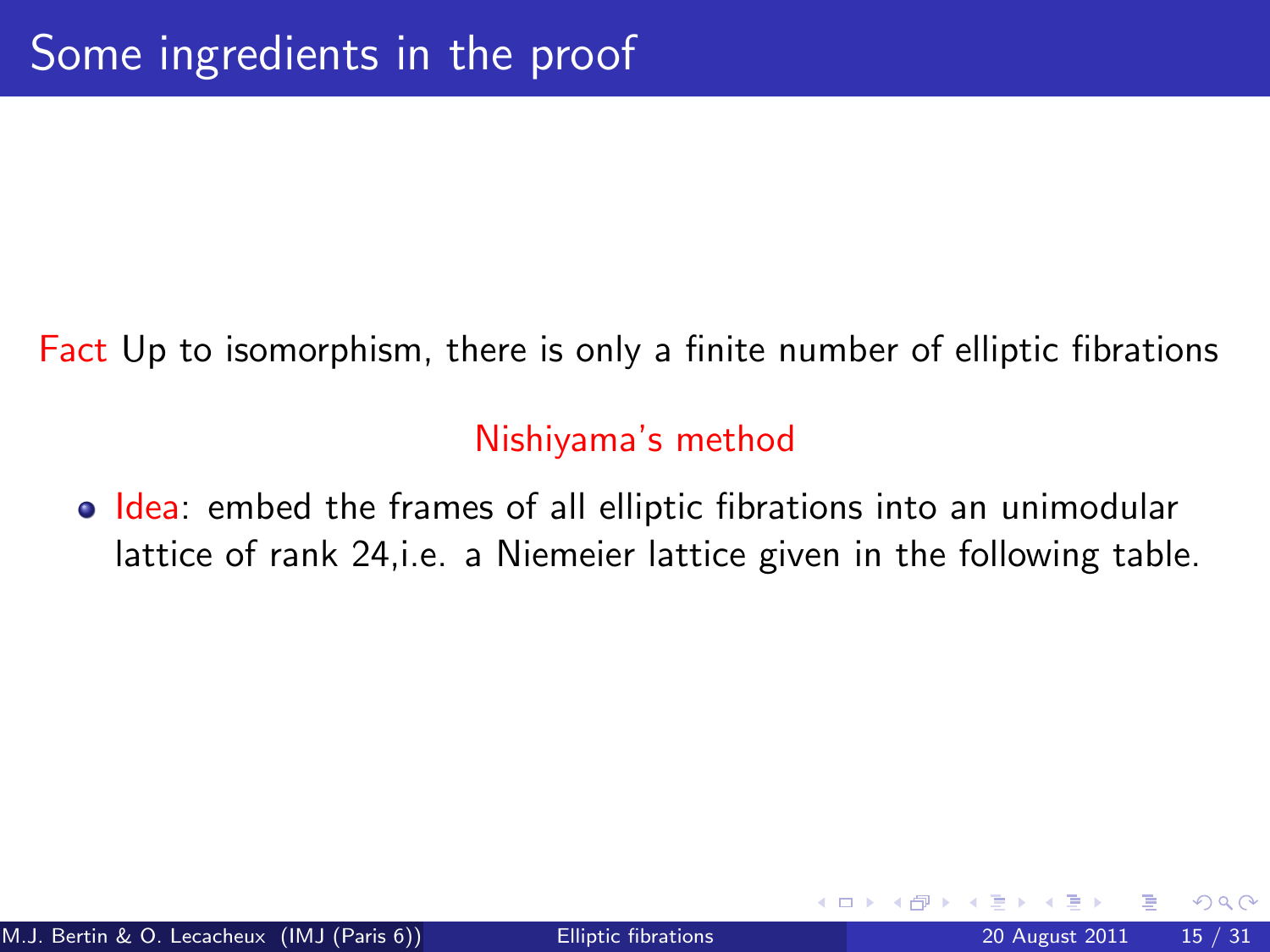# Some ingredients in the proof

Fact Up to isomorphism, there is only a finite number of elliptic fibrations

Nishiyama's method

- Idea: embed the frames of all elliptic fibrations into an unimodular lattice of rank 24,i.e. a Niemeier lattice given in the following table.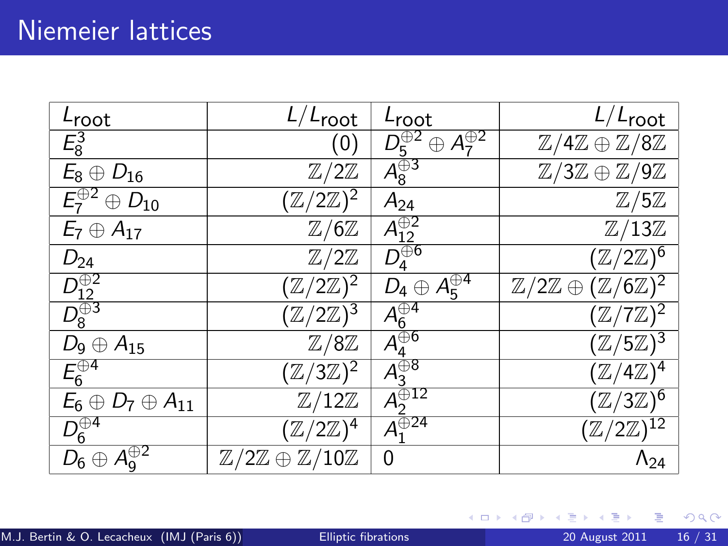# Niemeier lattices

| $L_{\text{root}}$ | $L/L_{\text{root}}$ | $L_{\text{root}}$ | $L/L_{\text{root}}$ |
|---|---|---|---|
| $E_8^3$ | $(0)$ | $D_5^{\oplus 2} \oplus A_7^{\oplus 2}$ | $\mathbb{Z}/4\mathbb{Z} \oplus \mathbb{Z}/8\mathbb{Z}$ |
| $E_8 \oplus D_{16}$ | $\mathbb{Z}/2\mathbb{Z}$ | $A_8^{\oplus 3}$ | $\mathbb{Z}/3\mathbb{Z} \oplus \mathbb{Z}/9\mathbb{Z}$ |
| $E_7^{\oplus 2} \oplus D_{10}$ | $(\mathbb{Z}/2\mathbb{Z})^2$ | $A_{24}$ | $\mathbb{Z}/5\mathbb{Z}$ |
| $E_7 \oplus A_{17}$ | $\mathbb{Z}/6\mathbb{Z}$ | $A_{12}^{\oplus 2}$ | $\mathbb{Z}/13\mathbb{Z}$ |
| $D_{24}$ | $\mathbb{Z}/2\mathbb{Z}$ | $D_4^{\oplus 6}$ | $(\mathbb{Z}/2\mathbb{Z})^6$ |
| $D_{12}^{\oplus 2}$ | $(\mathbb{Z}/2\mathbb{Z})^2$ | $D_4 \oplus A_5^{\oplus 4}$ | $\mathbb{Z}/2\mathbb{Z} \oplus (\mathbb{Z}/6\mathbb{Z})^2$ |
| $D_8^{\oplus 3}$ | $(\mathbb{Z}/2\mathbb{Z})^3$ | $A_6^{\oplus 4}$ | $(\mathbb{Z}/7\mathbb{Z})^2$ |
| $D_9 \oplus A_{15}$ | $\mathbb{Z}/8\mathbb{Z}$ | $A_4^{\oplus 6}$ | $(\mathbb{Z}/5\mathbb{Z})^3$ |
| $E_6^{\oplus 4}$ | $(\mathbb{Z}/3\mathbb{Z})^2$ | $A_3^{\oplus 8}$ | $(\mathbb{Z}/4\mathbb{Z})^4$ |
| $E_6 \oplus D_7 \oplus A_{11}$ | $\mathbb{Z}/12\mathbb{Z}$ | $A_2^{\oplus 12}$ | $(\mathbb{Z}/3\mathbb{Z})^6$ |
| $D_6^{\oplus 4}$ | $(\mathbb{Z}/2\mathbb{Z})^4$ | $A_1^{\oplus 24}$ | $(\mathbb{Z}/2\mathbb{Z})^{12}$ |
| $D_6 \oplus A_9^{\oplus 2}$ | $\mathbb{Z}/2\mathbb{Z} \oplus \mathbb{Z}/10\mathbb{Z}$ | $0$ | $\Lambda_{24}$ |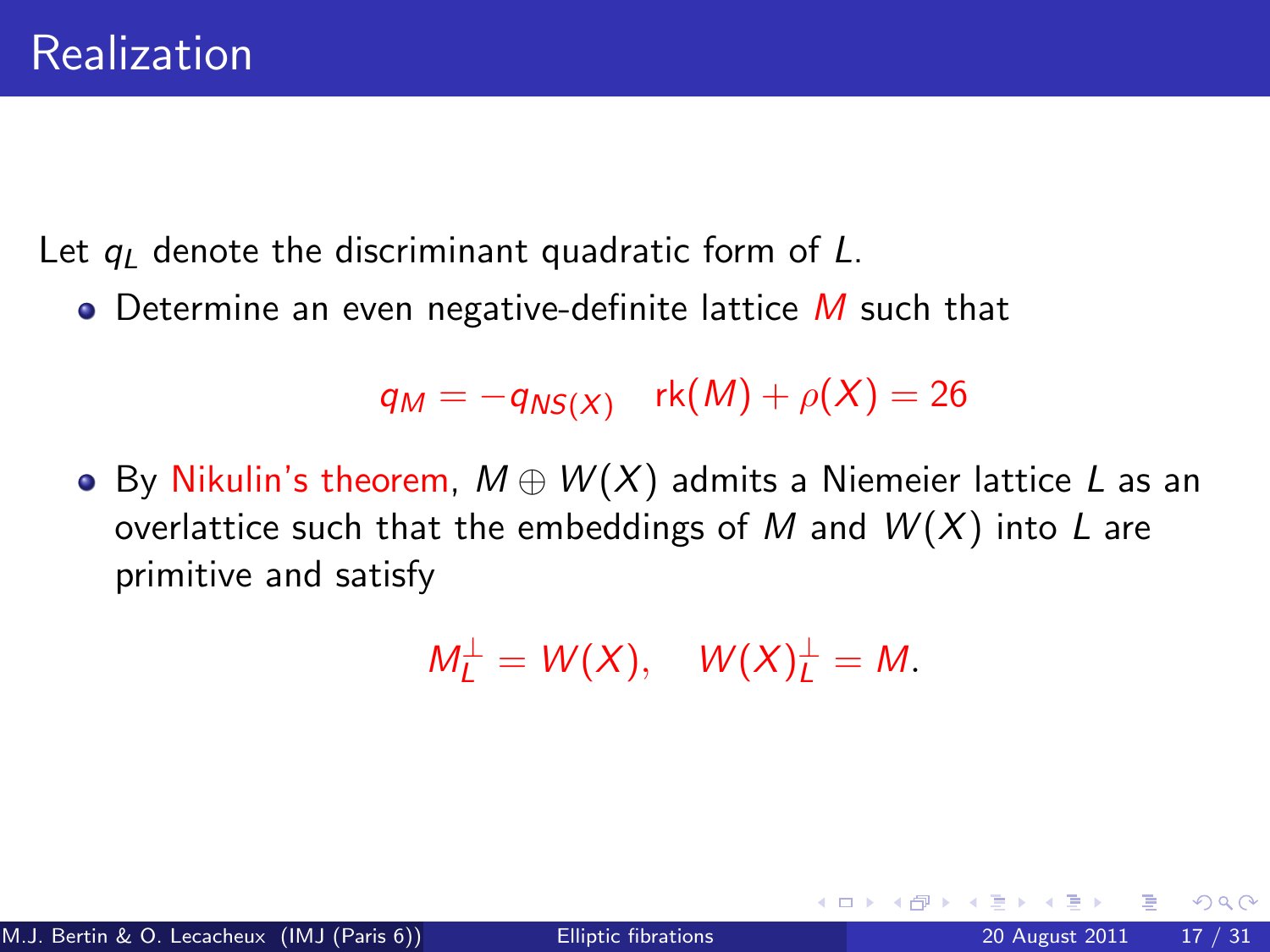# Realization

Let $q_L$ denote the discriminant quadratic form of $L$.

- Determine an even negative-definite lattice $M$ such that

$$q_M = -q_{NS(X)} \quad \text{rk}(M) + \rho(X) = 26$$

- By Nikulin's theorem, $M \oplus W(X)$ admits a Niemeier lattice $L$ as an overlattice such that the embeddings of $M$ and $W(X)$ into $L$ are primitive and satisfy

$$M_L^{\perp} = W(X), \quad W(X)_L^{\perp} = M.$$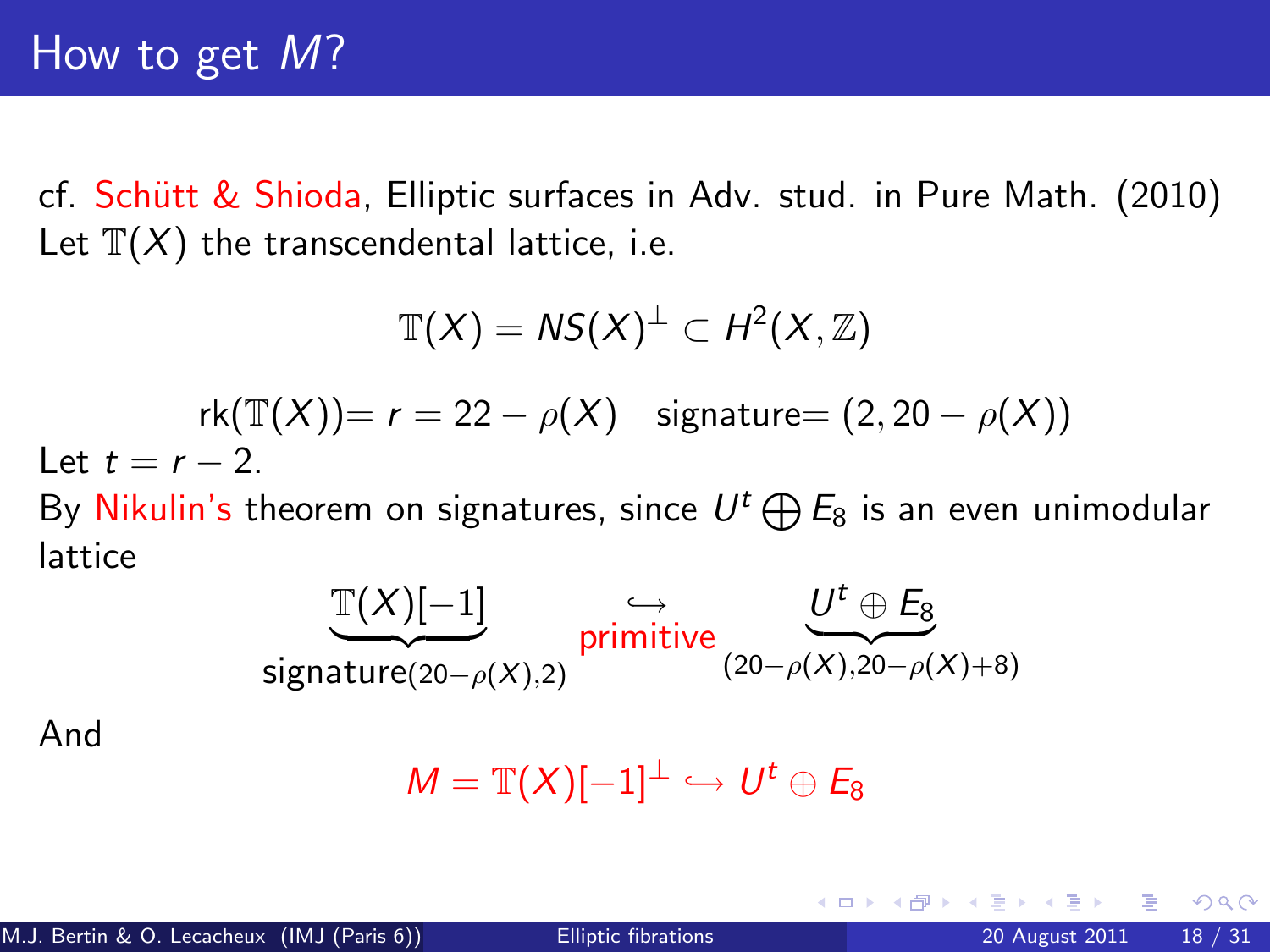# How to get $M$?

cf. Schütt & Shioda, Elliptic surfaces in Adv. stud. in Pure Math. (2010)
Let $\mathbb{T}(X)$ the transcendental lattice, i.e.

$$\mathbb{T}(X) = NS(X)^{\perp} \subset H^2(X, \mathbb{Z})$$

$$\text{rk}(\mathbb{T}(X)) = r = 22 - \rho(X) \quad \text{signature} = (2, 20 - \rho(X))$$

Let $t = r - 2$.
By Nikulin's theorem on signatures, since $U^t \bigoplus E_8$ is an even unimodular lattice

$$\underbrace{\mathbb{T}(X)[-1]}_{\text{signature}(20-\rho(X),2)} \underset{\text{primitive}}{\hookrightarrow} \underbrace{U^t \oplus E_8}_{(20-\rho(X),20-\rho(X)+8)}$$

And

$$M = \mathbb{T}(X)[-1]^{\perp} \hookrightarrow U^t \oplus E_8$$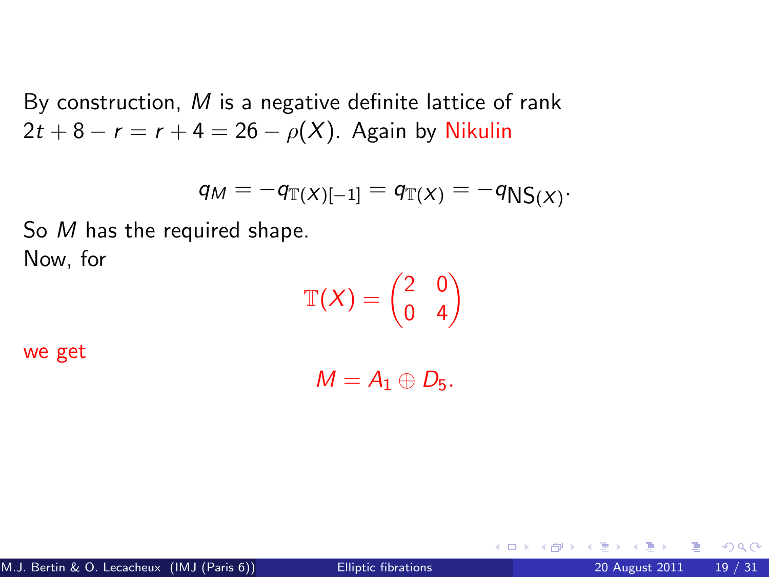By construction, $M$ is a negative definite lattice of rank $2t + 8 - r = r + 4 = 26 - \rho(X)$. Again by Nikulin

$$q_M = -q_{\mathbb{T}(X)[-1]} = q_{\mathbb{T}(X)} = -q_{\mathrm{NS}(X)}.$$

So $M$ has the required shape.
Now, for

$$\mathbb{T}(X) = \begin{pmatrix} 2 & 0 \\ 0 & 4 \end{pmatrix}$$

we get

$$M = A_1 \oplus D_5.$$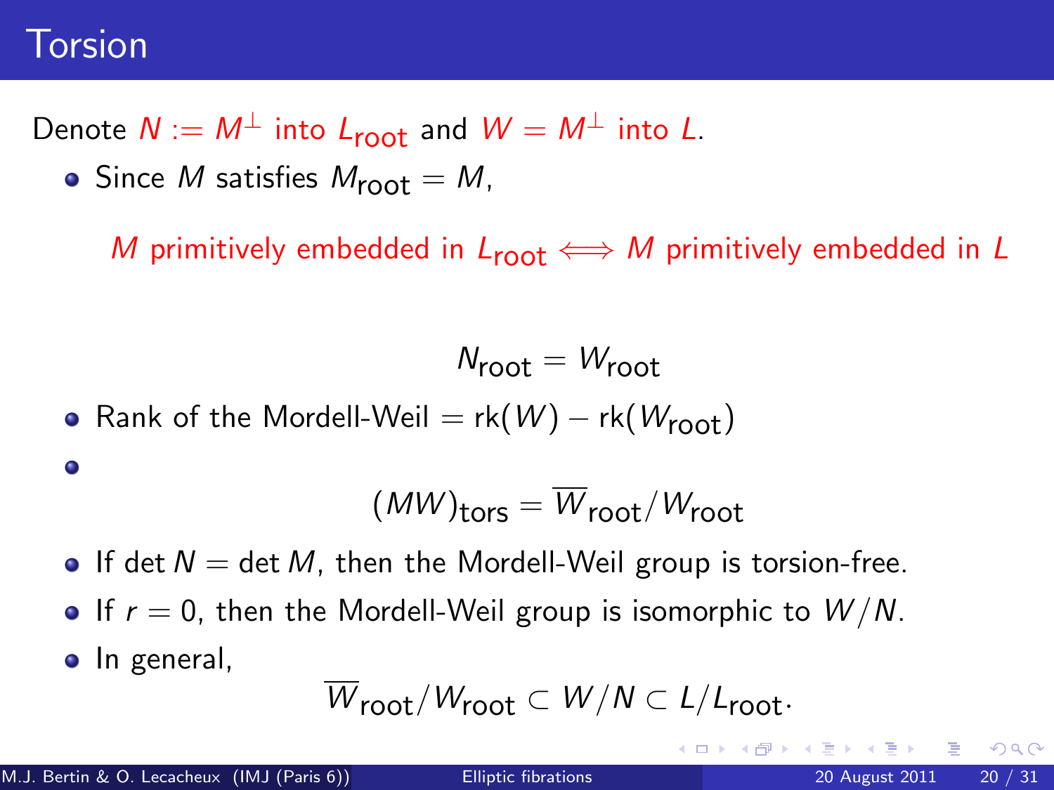# Torsion

Denote $N := M^{\perp}$ into $L_{\text{root}}$ and $W = M^{\perp}$ into $L$.

- Since $M$ satisfies $M_{\text{root}} = M$,

  $M$ primitively embedded in $L_{\text{root}} \iff M$ primitively embedded in $L$

$$N_{\text{root}} = W_{\text{root}}$$

- Rank of the Mordell-Weil $= \text{rk}(W) - \text{rk}(W_{\text{root}})$
- $$(MW)_{\text{tors}} = \overline{W}_{\text{root}}/W_{\text{root}}$$
- If $\det N = \det M$, then the Mordell-Weil group is torsion-free.
- If $r = 0$, then the Mordell-Weil group is isomorphic to $W/N$.
- In general,

$$\overline{W}_{\text{root}}/W_{\text{root}} \subset W/N \subset L/L_{\text{root}}.$$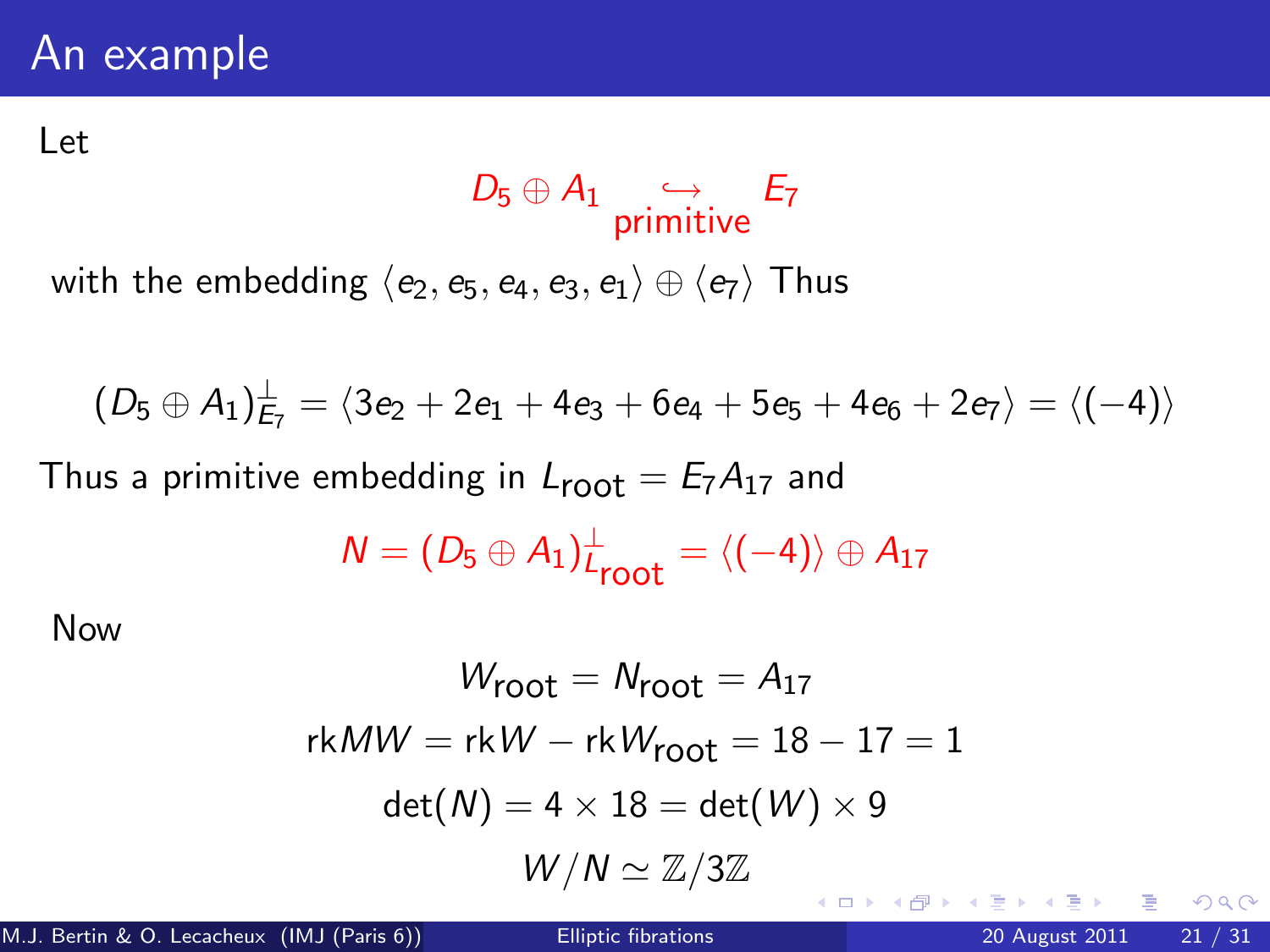# An example

Let

$$D_5 \oplus A_1 \underset{\text{primitive}}{\hookrightarrow} E_7$$

with the embedding $\langle e_2, e_5, e_4, e_3, e_1 \rangle \oplus \langle e_7 \rangle$ Thus

$$(D_5 \oplus A_1)^{\perp}_{E_7} = \langle 3e_2 + 2e_1 + 4e_3 + 6e_4 + 5e_5 + 4e_6 + 2e_7 \rangle = \langle (-4) \rangle$$

Thus a primitive embedding in $L_{\text{root}} = E_7 A_{17}$ and

$$N = (D_5 \oplus A_1)^{\perp}_{L_{\text{root}}} = \langle (-4) \rangle \oplus A_{17}$$

Now

$$W_{\text{root}} = N_{\text{root}} = A_{17}$$

$$\text{rk} MW = \text{rk} W - \text{rk} W_{\text{root}} = 18 - 17 = 1$$

$$\det(N) = 4 \times 18 = \det(W) \times 9$$

$$W/N \simeq \mathbb{Z}/3\mathbb{Z}$$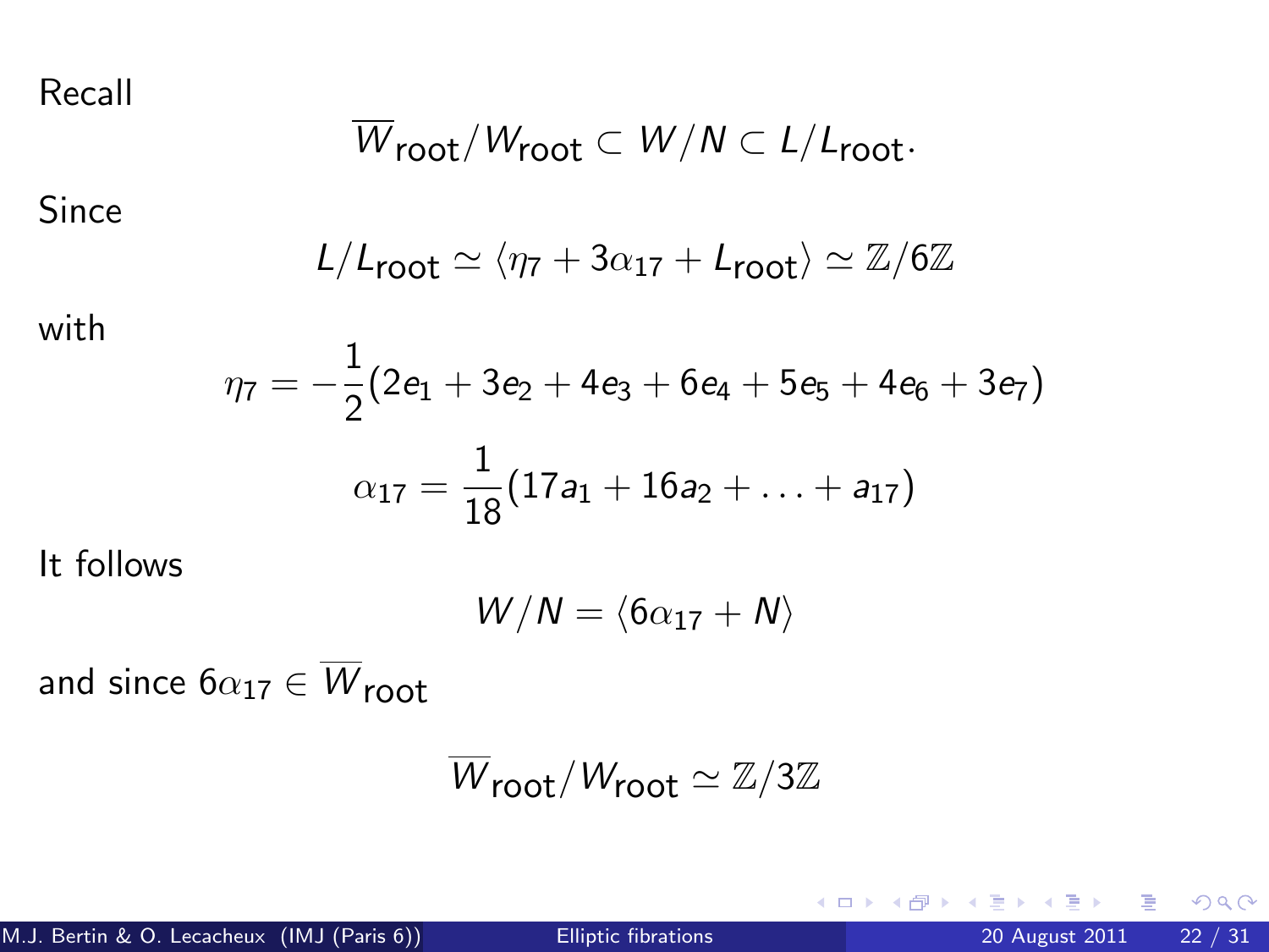Recall

$$\overline{W}_{\text{root}}/W_{\text{root}} \subset W/N \subset L/L_{\text{root}}.$$

Since

$$L/L_{\text{root}} \simeq \langle \eta_7 + 3\alpha_{17} + L_{\text{root}} \rangle \simeq \mathbb{Z}/6\mathbb{Z}$$

with

$$\eta_7 = -\frac{1}{2}(2e_1 + 3e_2 + 4e_3 + 6e_4 + 5e_5 + 4e_6 + 3e_7)$$

$$\alpha_{17} = \frac{1}{18}(17a_1 + 16a_2 + \ldots + a_{17})$$

It follows

$$W/N = \langle 6\alpha_{17} + N \rangle$$

and since $6\alpha_{17} \in \overline{W}_{\text{root}}$

$$\overline{W}_{\text{root}}/W_{\text{root}} \simeq \mathbb{Z}/3\mathbb{Z}$$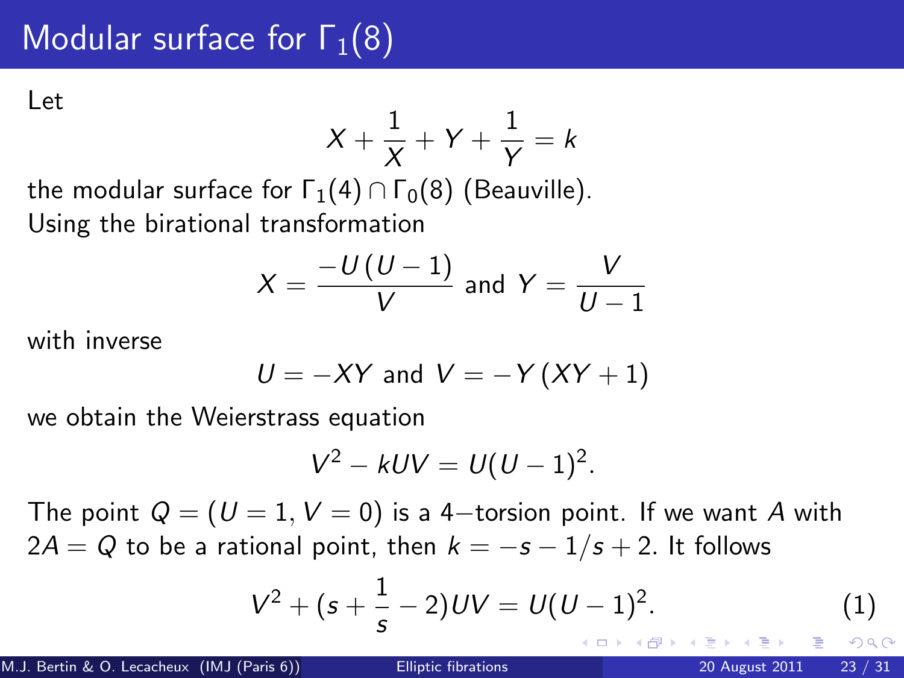# Modular surface for $\Gamma_1(8)$

Let

$$X + \frac{1}{X} + Y + \frac{1}{Y} = k$$

the modular surface for $\Gamma_1(4) \cap \Gamma_0(8)$ (Beauville).
Using the birational transformation

$$X = \frac{-U(U-1)}{V} \text{ and } Y = \frac{V}{U-1}$$

with inverse

$$U = -XY \text{ and } V = -Y(XY+1)$$

we obtain the Weierstrass equation

$$V^2 - kUV = U(U-1)^2.$$

The point $Q = (U = 1, V = 0)$ is a 4−torsion point. If we want $A$ with $2A = Q$ to be a rational point, then $k = -s - 1/s + 2$. It follows

$$V^2 + (s + \frac{1}{s} - 2)UV = U(U-1)^2. \tag{1}$$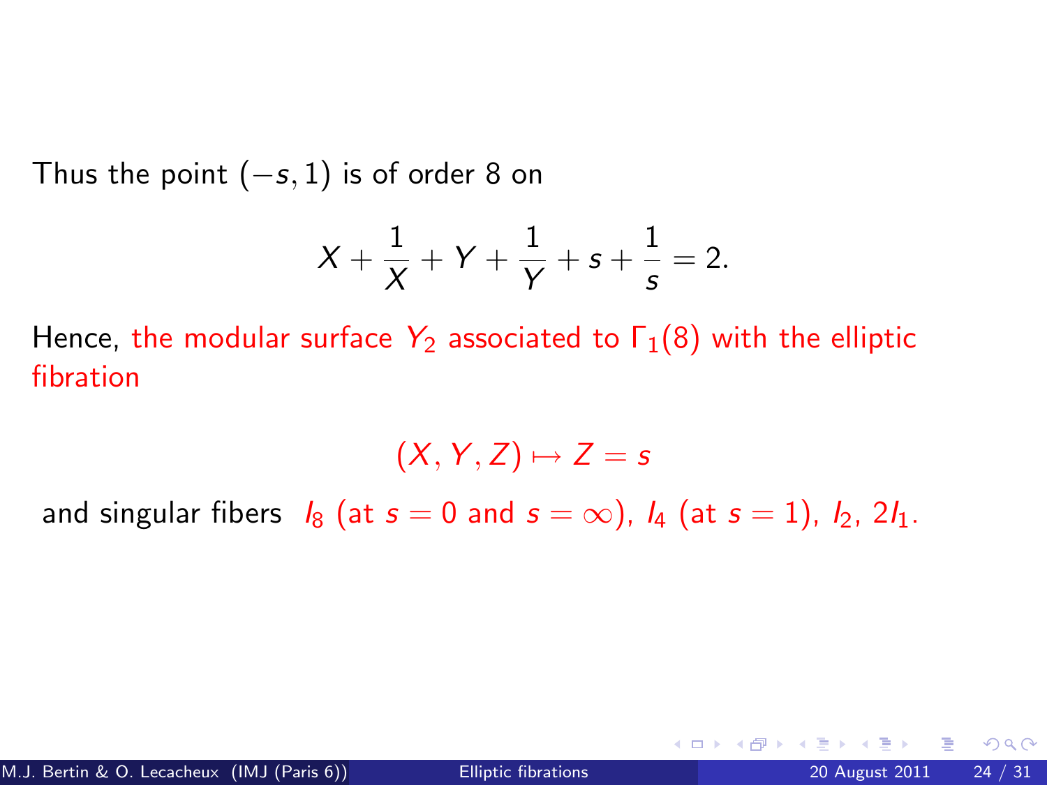Thus the point $(-s, 1)$ is of order 8 on

$$X + \frac{1}{X} + Y + \frac{1}{Y} + s + \frac{1}{s} = 2.$$

Hence, the modular surface $Y_2$ associated to $\Gamma_1(8)$ with the elliptic fibration

$$(X, Y, Z) \mapsto Z = s$$

and singular fibers $I_8$ (at $s = 0$ and $s = \infty$), $I_4$ (at $s = 1$), $I_2$, $2I_1$.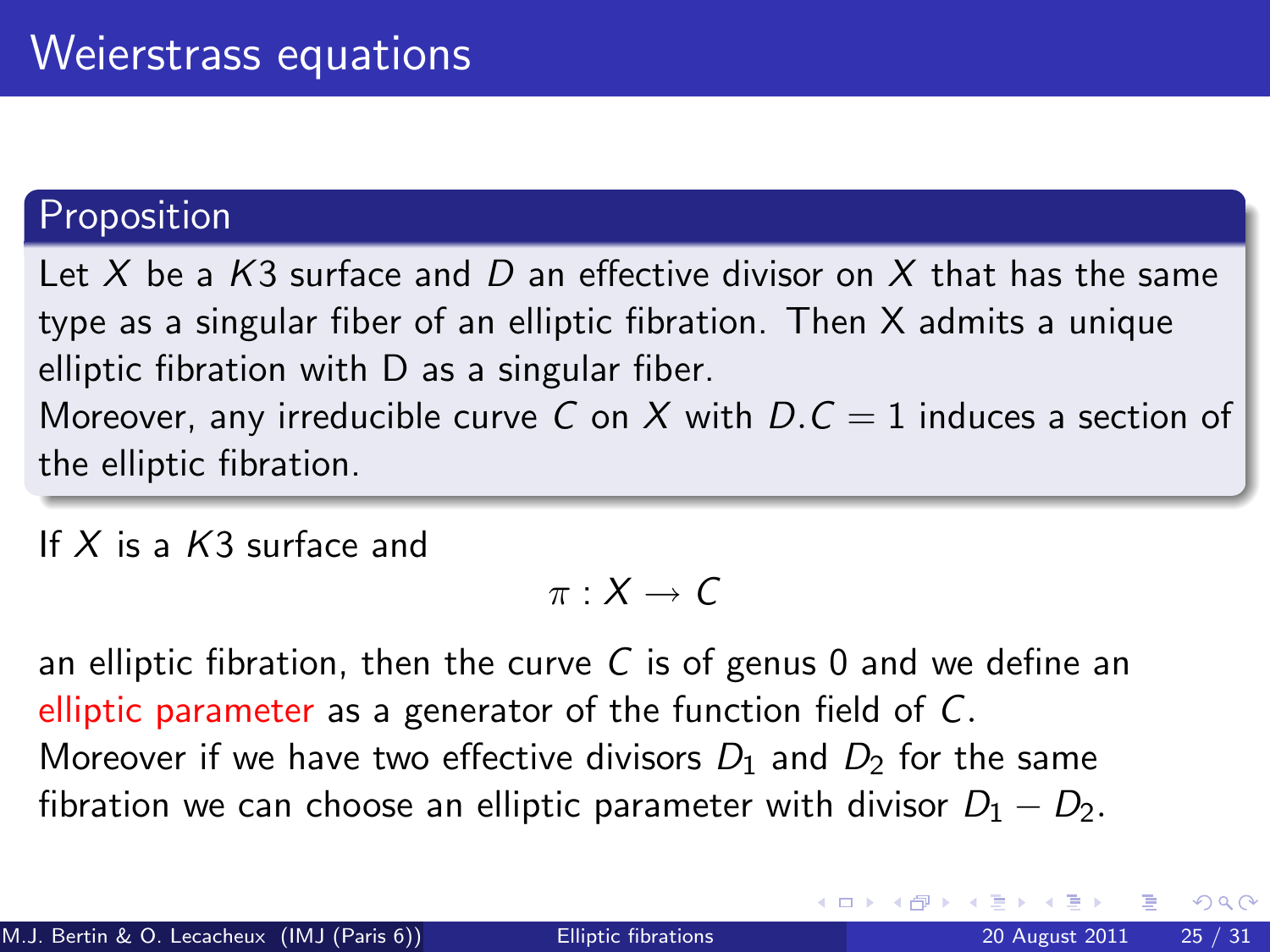# Weierstrass equations

### Proposition

Let $X$ be a $K3$ surface and $D$ an effective divisor on $X$ that has the same type as a singular fiber of an elliptic fibration. Then X admits a unique elliptic fibration with D as a singular fiber.
Moreover, any irreducible curve $C$ on $X$ with $D.C = 1$ induces a section of the elliptic fibration.

If $X$ is a $K3$ surface and

$$\pi : X \to C$$

an elliptic fibration, then the curve $C$ is of genus 0 and we define an elliptic parameter as a generator of the function field of $C$.
Moreover if we have two effective divisors $D_1$ and $D_2$ for the same fibration we can choose an elliptic parameter with divisor $D_1 - D_2$.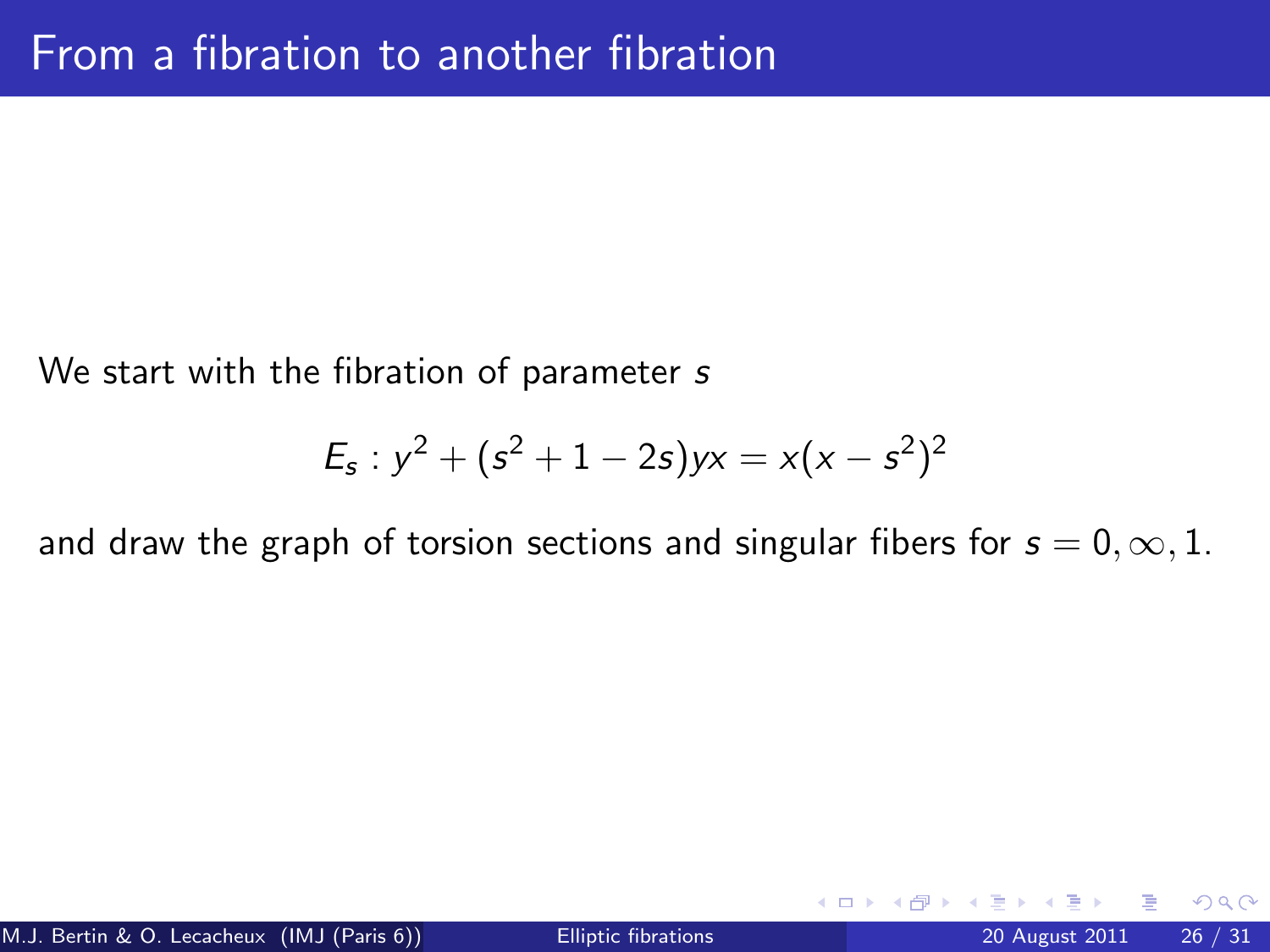# From a fibration to another fibration

We start with the fibration of parameter $s$

$$E_s : y^2 + (s^2 + 1 - 2s)yx = x(x - s^2)^2$$

and draw the graph of torsion sections and singular fibers for $s = 0, \infty, 1$.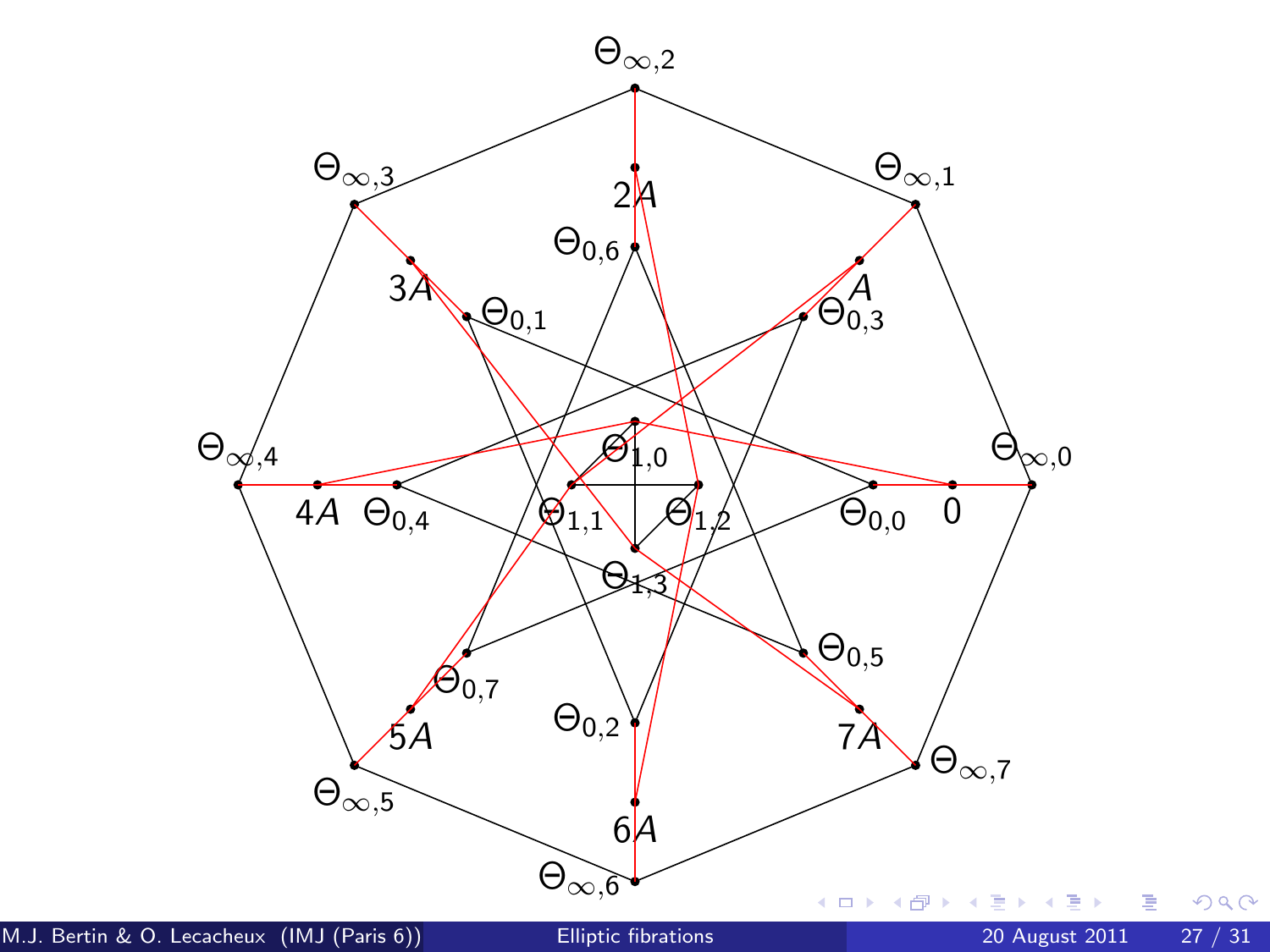$\Theta_{\infty,2}$

$\Theta_{\infty,3}$ $\Theta_{\infty,1}$

$2A$

$\Theta_{0,6}$

$3A$ $A$

$\Theta_{0,1}$ $\Theta_{0,3}$

$\Theta_{1,0}$

$\Theta_{\infty,4}$ $\Theta_{\infty,0}$

$4A$ $\Theta_{0,4}$ $\Theta_{1,1}$ $\Theta_{1,2}$ $\Theta_{0,0}$ $0$

$\Theta_{1,3}$

$\Theta_{0,7}$ $\Theta_{0,5}$

$5A$ $\Theta_{0,2}$ $7A$

$\Theta_{\infty,5}$ $\Theta_{\infty,7}$

$6A$

$\Theta_{\infty,6}$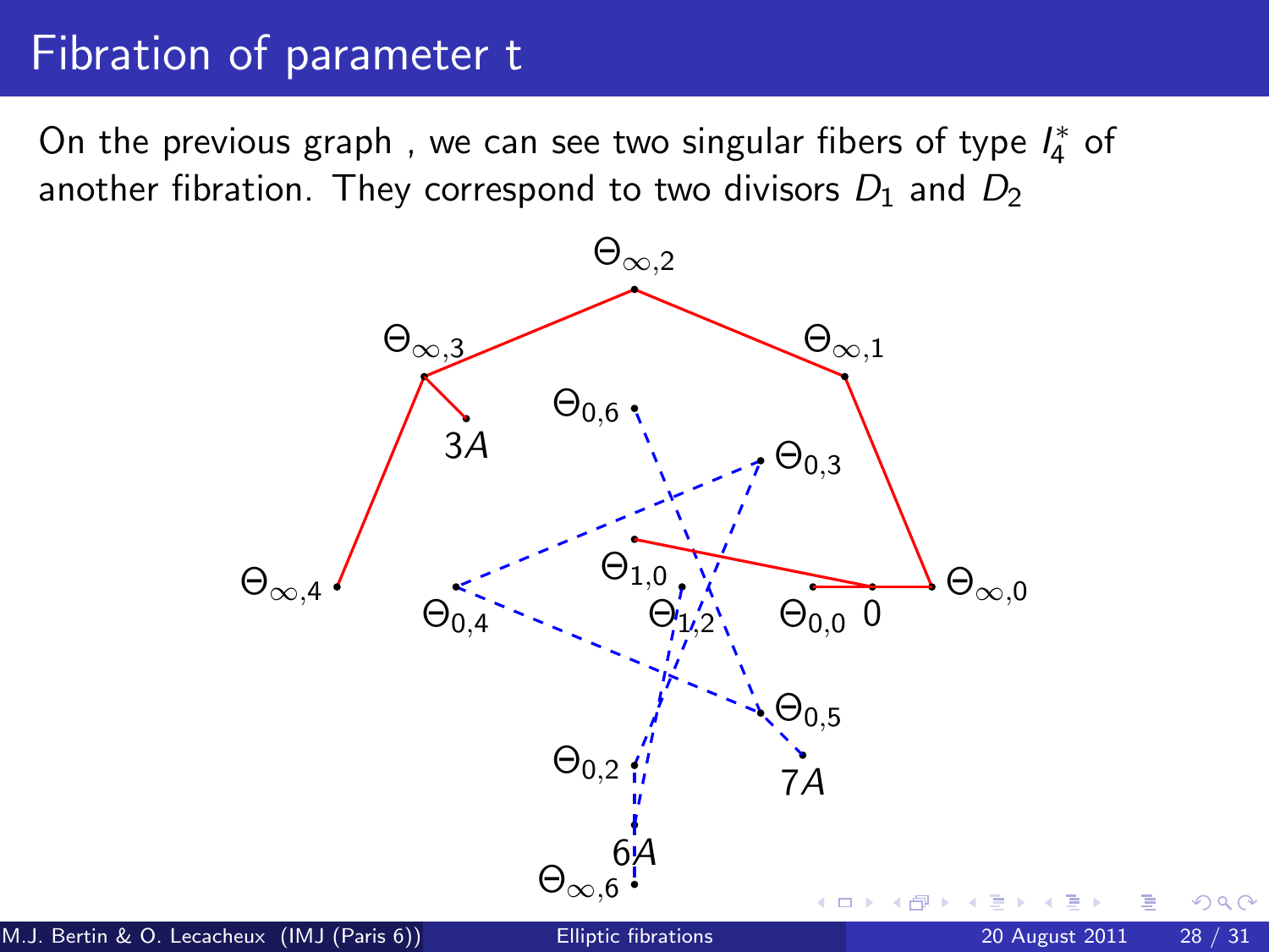# Fibration of parameter t

On the previous graph , we can see two singular fibers of type $I_4^*$ of another fibration. They correspond to two divisors $D_1$ and $D_2$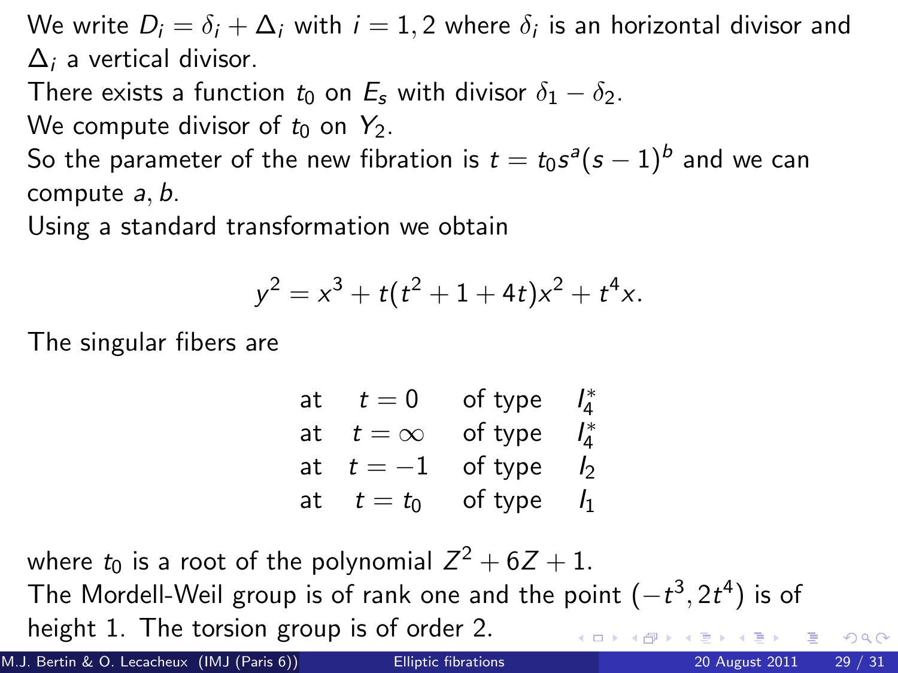We write $D_i = \delta_i + \Delta_i$ with $i = 1, 2$ where $\delta_i$ is an horizontal divisor and $\Delta_i$ a vertical divisor.

There exists a function $t_0$ on $E_s$ with divisor $\delta_1 - \delta_2$.

We compute divisor of $t_0$ on $Y_2$.

So the parameter of the new fibration is $t = t_0 s^a (s-1)^b$ and we can compute $a, b$.

Using a standard transformation we obtain

$$y^2 = x^3 + t(t^2 + 1 + 4t)x^2 + t^4 x.$$

The singular fibers are

| | | | |
|---|---|---|---|
| at | $t = 0$ | of type | $I_4^*$ |
| at | $t = \infty$ | of type | $I_4^*$ |
| at | $t = -1$ | of type | $I_2$ |
| at | $t = t_0$ | of type | $I_1$ |

where $t_0$ is a root of the polynomial $Z^2 + 6Z + 1$.

The Mordell-Weil group is of rank one and the point $(-t^3, 2t^4)$ is of height 1. The torsion group is of order 2.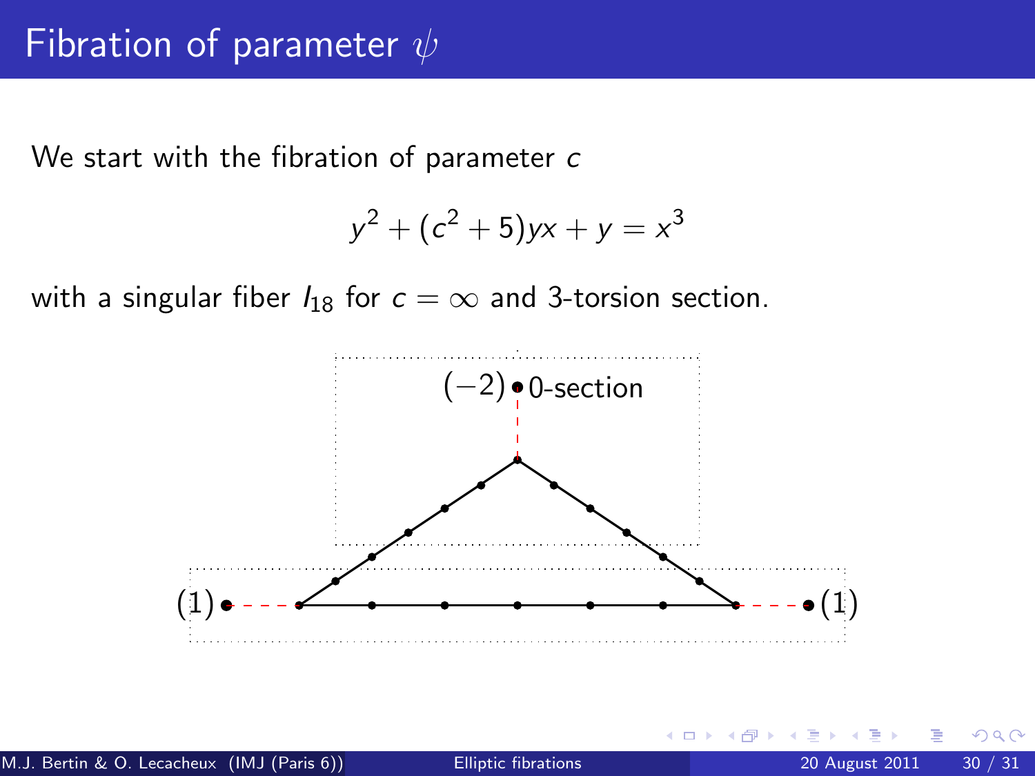# Fibration of parameter $\psi$

We start with the fibration of parameter $c$

$$y^2 + (c^2 + 5)yx + y = x^3$$

with a singular fiber $I_{18}$ for $c = \infty$ and 3-torsion section.

$(-2)$ 0-section

$(1)$ $(1)$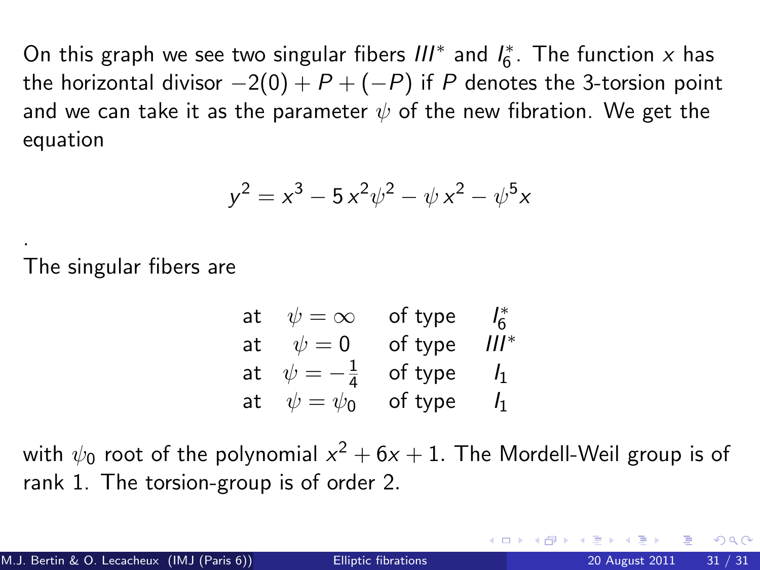On this graph we see two singular fibers $III^*$ and $I_6^*$. The function $x$ has the horizontal divisor $-2(0) + P + (-P)$ if $P$ denotes the 3-torsion point and we can take it as the parameter $\psi$ of the new fibration. We get the equation

$$y^2 = x^3 - 5\,x^2\psi^2 - \psi\,x^2 - \psi^5 x$$

.

The singular fibers are

| | | | |
|---|---|---|---|
| at | $\psi = \infty$ | of type | $I_6^*$ |
| at | $\psi = 0$ | of type | $III^*$ |
| at | $\psi = -\frac{1}{4}$ | of type | $I_1$ |
| at | $\psi = \psi_0$ | of type | $I_1$ |

with $\psi_0$ root of the polynomial $x^2 + 6x + 1$. The Mordell-Weil group is of rank 1. The torsion-group is of order 2.